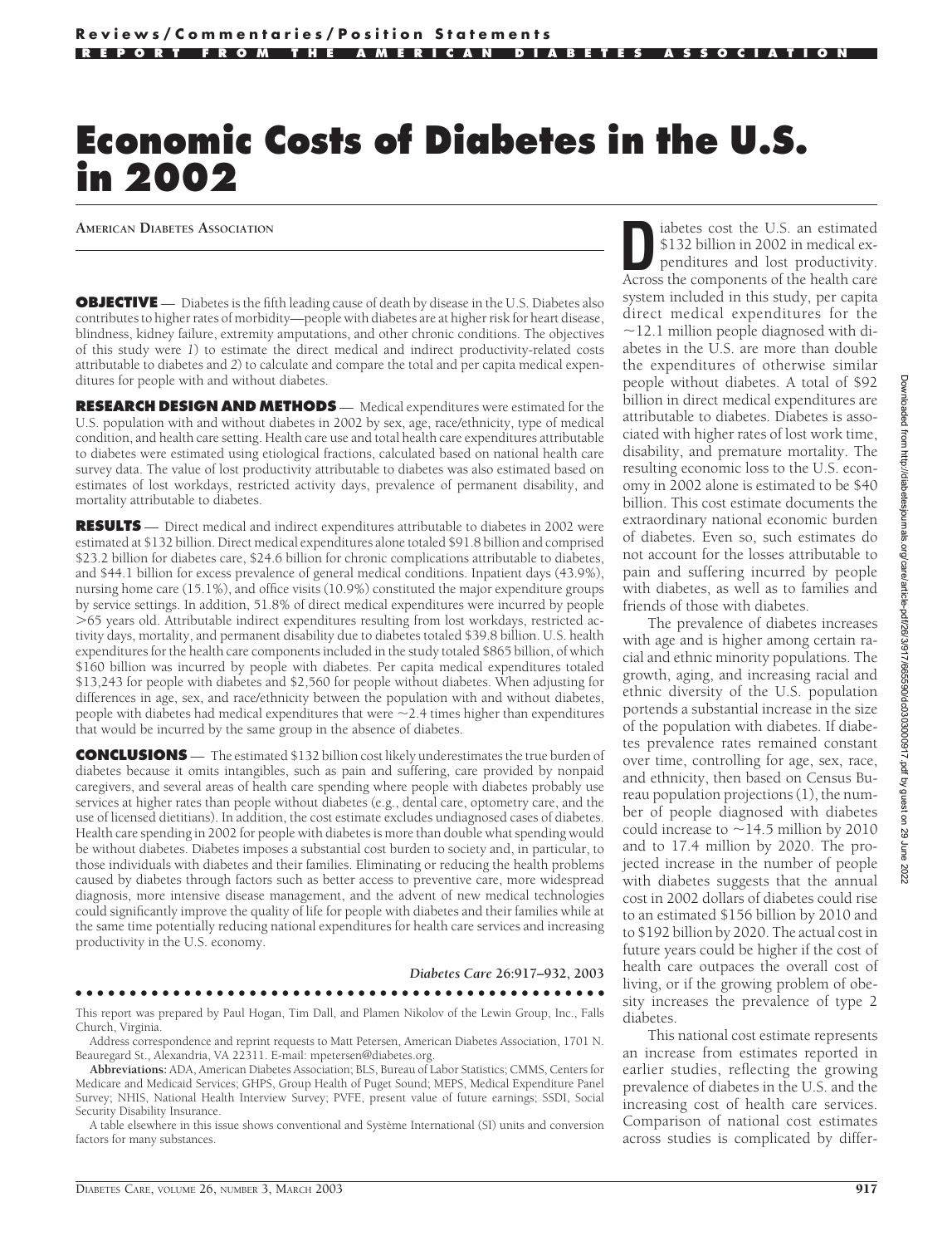# Economic Costs of Diabetes in the U.S. in 2002

**AMERICAN DIABETES ASSOCIATION**

**OBJECTIVE** — Diabetes is the fifth leading cause of death by disease in the U.S. Diabetes also contributes to higher rates of morbidity—people with diabetes are at higher risk for heart disease, blindness, kidney failure, extremity amputations, and other chronic conditions. The objectives of this study were *1*) to estimate the direct medical and indirect productivity-related costs attributable to diabetes and *2*) to calculate and compare the total and per capita medical expenditures for people with and without diabetes.

**RESEARCH DESIGN AND METHODS** — Medical expenditures were estimated for the U.S. population with and without diabetes in 2002 by sex, age, race/ethnicity, type of medical condition, and health care setting. Health care use and total health care expenditures attributable to diabetes were estimated using etiological fractions, calculated based on national health care survey data. The value of lost productivity attributable to diabetes was also estimated based on estimates of lost workdays, restricted activity days, prevalence of permanent disability, and mortality attributable to diabetes.

**RESULTS** — Direct medical and indirect expenditures attributable to diabetes in 2002 were estimated at \$132 billion. Direct medical expenditures alone totaled \$91.8 billion and comprised \$23.2 billion for diabetes care, \$24.6 billion for chronic complications attributable to diabetes, and \$44.1 billion for excess prevalence of general medical conditions. Inpatient days (43.9%), nursing home care (15.1%), and office visits (10.9%) constituted the major expenditure groups by service settings. In addition, 51.8% of direct medical expenditures were incurred by people >65 years old. Attributable indirect expenditures resulting from lost workdays, restricted activity days, mortality, and permanent disability due to diabetes totaled \$39.8 billion. U.S. health expenditures for the health care components included in the study totaled \$865 billion, of which \$160 billion was incurred by people with diabetes. Per capita medical expenditures totaled \$13,243 for people with diabetes and \$2,560 for people without diabetes. When adjusting for differences in age, sex, and race/ethnicity between the population with and without diabetes, people with diabetes had medical expenditures that were ~2.4 times higher than expenditures that would be incurred by the same group in the absence of diabetes.

**CONCLUSIONS** — The estimated \$132 billion cost likely underestimates the true burden of diabetes because it omits intangibles, such as pain and suffering, care provided by nonpaid caregivers, and several areas of health care spending where people with diabetes probably use services at higher rates than people without diabetes (e.g., dental care, optometry care, and the use of licensed dietitians). In addition, the cost estimate excludes undiagnosed cases of diabetes. Health care spending in 2002 for people with diabetes is more than double what spending would be without diabetes. Diabetes imposes a substantial cost burden to society and, in particular, to those individuals with diabetes and their families. Eliminating or reducing the health problems caused by diabetes through factors such as better access to preventive care, more widespread diagnosis, more intensive disease management, and the advent of new medical technologies could significantly improve the quality of life for people with diabetes and their families while at the same time potentially reducing national expenditures for health care services and increasing productivity in the U.S. economy.

*Diabetes Care* **26:917–932, 2003**

This report was prepared by Paul Hogan, Tim Dall, and Plamen Nikolov of the Lewin Group, Inc., Falls Church, Virginia.

Address correspondence and reprint requests to Matt Petersen, American Diabetes Association, 1701 N. Beauregard St., Alexandria, VA 22311. E-mail: mpetersen@diabetes.org.

**Abbreviations:** ADA, American Diabetes Association; BLS, Bureau of Labor Statistics; CMMS, Centers for Medicare and Medicaid Services; GHPS, Group Health of Puget Sound; MEPS, Medical Expenditure Panel Survey; NHIS, National Health Interview Survey; PVFE, present value of future earnings; SSDI, Social Security Disability Insurance.

A table elsewhere in this issue shows conventional and Système International (SI) units and conversion factors for many substances.

Diabetes cost the U.S. an estimated \$132 billion in 2002 in medical expenditures and lost productivity. Across the components of the health care system included in this study, per capita direct medical expenditures for the ~12.1 million people diagnosed with diabetes in the U.S. are more than double the expenditures of otherwise similar people without diabetes. A total of \$92 billion in direct medical expenditures are attributable to diabetes. Diabetes is associated with higher rates of lost work time, disability, and premature mortality. The resulting economic loss to the U.S. economy in 2002 alone is estimated to be \$40 billion. This cost estimate documents the extraordinary national economic burden of diabetes. Even so, such estimates do not account for the losses attributable to pain and suffering incurred by people with diabetes, as well as to families and friends of those with diabetes.

The prevalence of diabetes increases with age and is higher among certain racial and ethnic minority populations. The growth, aging, and increasing racial and ethnic diversity of the U.S. population portends a substantial increase in the size of the population with diabetes. If diabetes prevalence rates remained constant over time, controlling for age, sex, race, and ethnicity, then based on Census Bureau population projections (1), the number of people diagnosed with diabetes could increase to ~14.5 million by 2010 and to 17.4 million by 2020. The projected increase in the number of people with diabetes suggests that the annual cost in 2002 dollars of diabetes could rise to an estimated \$156 billion by 2010 and to \$192 billion by 2020. The actual cost in future years could be higher if the cost of health care outpaces the overall cost of living, or if the growing problem of obesity increases the prevalence of type 2 diabetes.

This national cost estimate represents an increase from estimates reported in earlier studies, reflecting the growing prevalence of diabetes in the U.S. and the increasing cost of health care services. Comparison of national cost estimates across studies is complicated by differ-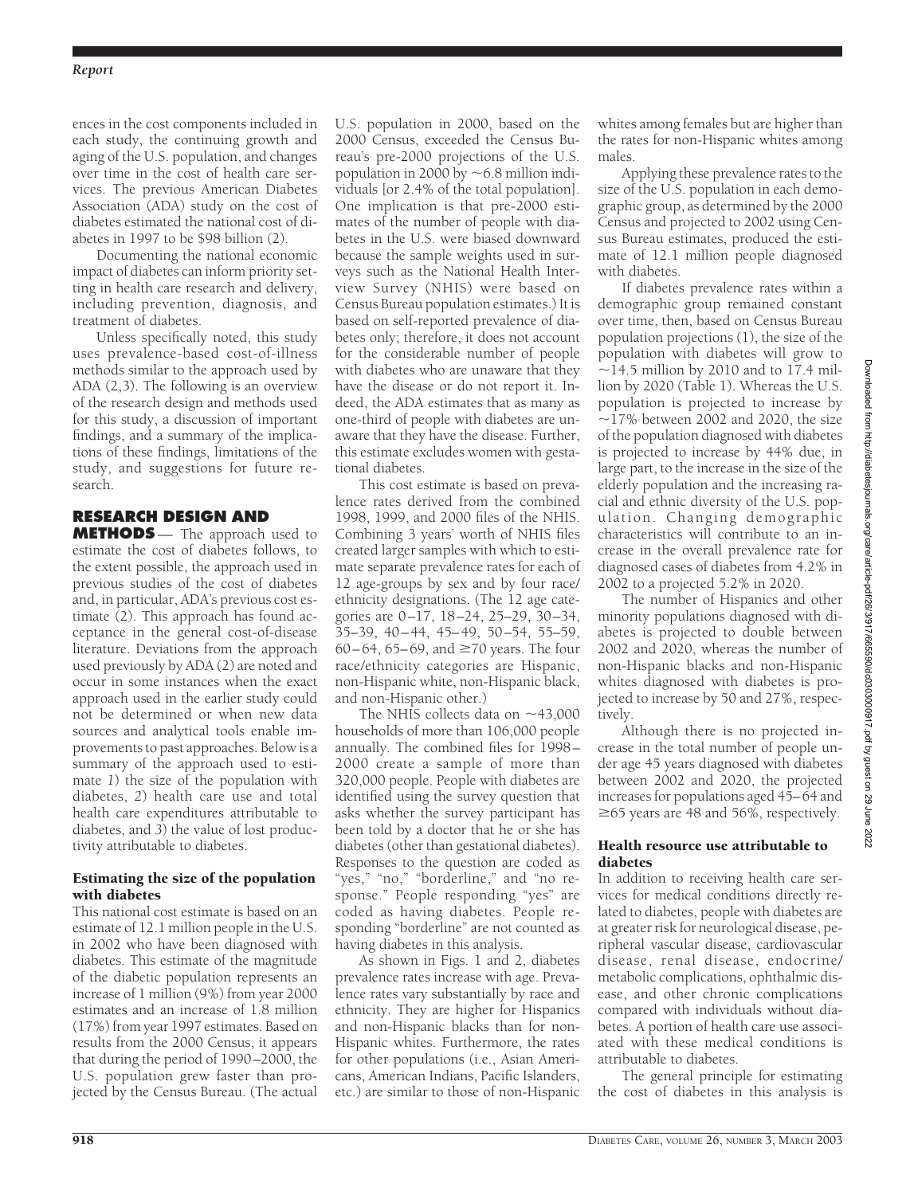ences in the cost components included in each study, the continuing growth and aging of the U.S. population, and changes over time in the cost of health care services. The previous American Diabetes Association (ADA) study on the cost of diabetes estimated the national cost of diabetes in 1997 to be $98 billion (2).

Documenting the national economic impact of diabetes can inform priority setting in health care research and delivery, including prevention, diagnosis, and treatment of diabetes.

Unless specifically noted, this study uses prevalence-based cost-of-illness methods similar to the approach used by ADA (2,3). The following is an overview of the research design and methods used for this study, a discussion of important findings, and a summary of the implications of these findings, limitations of the study, and suggestions for future research.

## RESEARCH DESIGN AND METHODS

The approach used to estimate the cost of diabetes follows, to the extent possible, the approach used in previous studies of the cost of diabetes and, in particular, ADA's previous cost estimate (2). This approach has found acceptance in the general cost-of-disease literature. Deviations from the approach used previously by ADA (2) are noted and occur in some instances when the exact approach used in the earlier study could not be determined or when new data sources and analytical tools enable improvements to past approaches. Below is a summary of the approach used to estimate *1*) the size of the population with diabetes, *2*) health care use and total health care expenditures attributable to diabetes, and *3*) the value of lost productivity attributable to diabetes.

### Estimating the size of the population with diabetes

This national cost estimate is based on an estimate of 12.1 million people in the U.S. in 2002 who have been diagnosed with diabetes. This estimate of the magnitude of the diabetic population represents an increase of 1 million (9%) from year 2000 estimates and an increase of 1.8 million (17%) from year 1997 estimates. Based on results from the 2000 Census, it appears that during the period of 1990–2000, the U.S. population grew faster than projected by the Census Bureau. (The actual U.S. population in 2000, based on the 2000 Census, exceeded the Census Bureau's pre-2000 projections of the U.S. population in 2000 by ~6.8 million individuals [or 2.4% of the total population]. One implication is that pre-2000 estimates of the number of people with diabetes in the U.S. were biased downward because the sample weights used in surveys such as the National Health Interview Survey (NHIS) were based on Census Bureau population estimates.) It is based on self-reported prevalence of diabetes only; therefore, it does not account for the considerable number of people with diabetes who are unaware that they have the disease or do not report it. Indeed, the ADA estimates that as many as one-third of people with diabetes are unaware that they have the disease. Further, this estimate excludes women with gestational diabetes.

This cost estimate is based on prevalence rates derived from the combined 1998, 1999, and 2000 files of the NHIS. Combining 3 years' worth of NHIS files created larger samples with which to estimate separate prevalence rates for each of 12 age-groups by sex and by four race/ethnicity designations. (The 12 age categories are 0–17, 18–24, 25–29, 30–34, 35–39, 40–44, 45–49, 50–54, 55–59, 60–64, 65–69, and ≥70 years. The four race/ethnicity categories are Hispanic, non-Hispanic white, non-Hispanic black, and non-Hispanic other.)

The NHIS collects data on ~43,000 households of more than 106,000 people annually. The combined files for 1998–2000 create a sample of more than 320,000 people. People with diabetes are identified using the survey question that asks whether the survey participant has been told by a doctor that he or she has diabetes (other than gestational diabetes). Responses to the question are coded as "yes," "no," "borderline," and "no response." People responding "yes" are coded as having diabetes. People responding "borderline" are not counted as having diabetes in this analysis.

As shown in Figs. 1 and 2, diabetes prevalence rates increase with age. Prevalence rates vary substantially by race and ethnicity. They are higher for Hispanics and non-Hispanic blacks than for non-Hispanic whites. Furthermore, the rates for other populations (i.e., Asian Americans, American Indians, Pacific Islanders, etc.) are similar to those of non-Hispanic whites among females but are higher than the rates for non-Hispanic whites among males.

Applying these prevalence rates to the size of the U.S. population in each demographic group, as determined by the 2000 Census and projected to 2002 using Census Bureau estimates, produced the estimate of 12.1 million people diagnosed with diabetes.

If diabetes prevalence rates within a demographic group remained constant over time, then, based on Census Bureau population projections (1), the size of the population with diabetes will grow to ~14.5 million by 2010 and to 17.4 million by 2020 (Table 1). Whereas the U.S. population is projected to increase by ~17% between 2002 and 2020, the size of the population diagnosed with diabetes is projected to increase by 44% due, in large part, to the increase in the size of the elderly population and the increasing racial and ethnic diversity of the U.S. population. Changing demographic characteristics will contribute to an increase in the overall prevalence rate for diagnosed cases of diabetes from 4.2% in 2002 to a projected 5.2% in 2020.

The number of Hispanics and other minority populations diagnosed with diabetes is projected to double between 2002 and 2020, whereas the number of non-Hispanic blacks and non-Hispanic whites diagnosed with diabetes is projected to increase by 50 and 27%, respectively.

Although there is no projected increase in the total number of people under age 45 years diagnosed with diabetes between 2002 and 2020, the projected increases for populations aged 45–64 and ≥65 years are 48 and 56%, respectively.

### Health resource use attributable to diabetes

In addition to receiving health care services for medical conditions directly related to diabetes, people with diabetes are at greater risk for neurological disease, peripheral vascular disease, cardiovascular disease, renal disease, endocrine/metabolic complications, ophthalmic disease, and other chronic complications compared with individuals without diabetes. A portion of health care use associated with these medical conditions is attributable to diabetes.

The general principle for estimating the cost of diabetes in this analysis is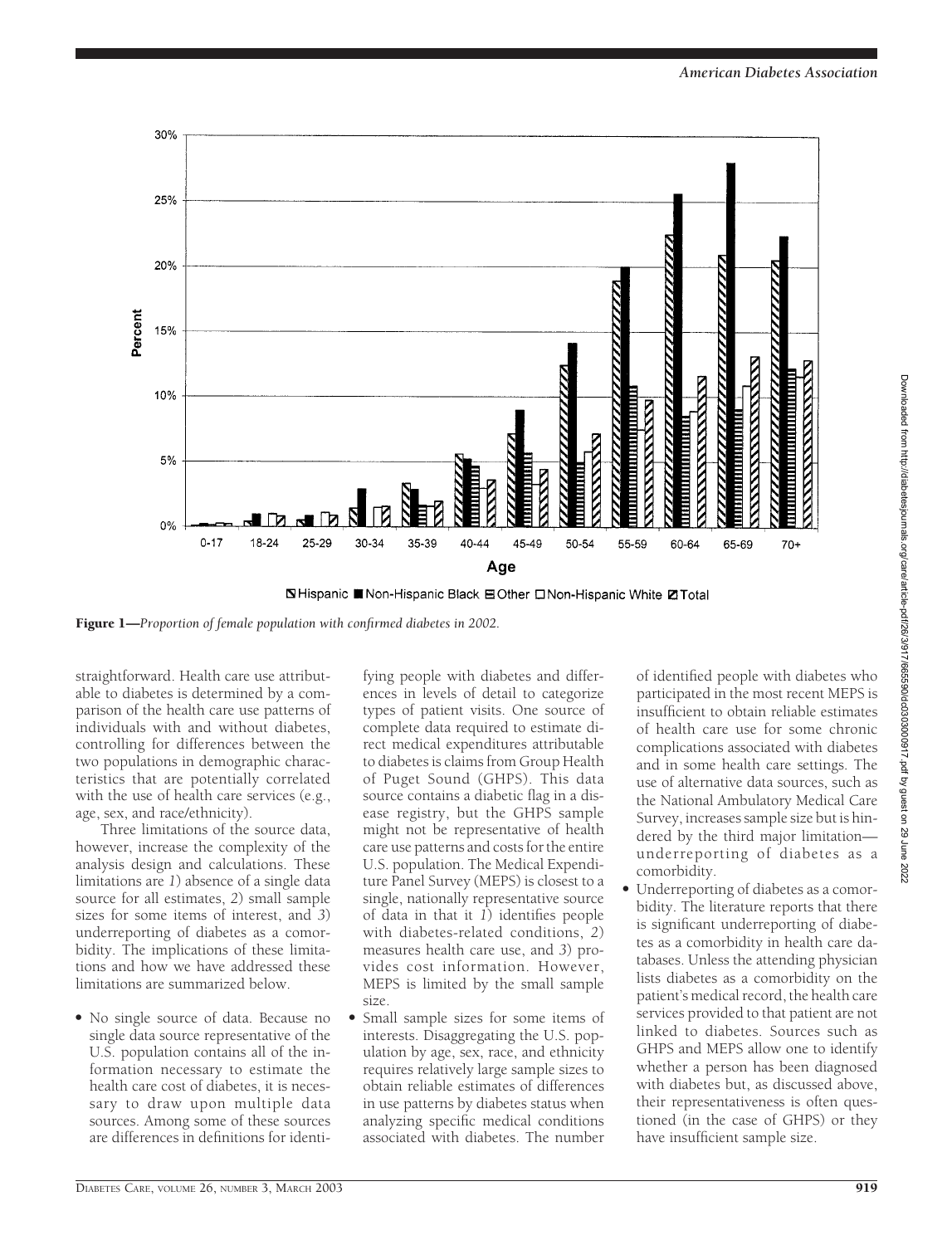30%
25%
20%
15%
10%
5%
0%

Percent

0-17 18-24 25-29 30-34 35-39 40-44 45-49 50-54 55-59 60-64 65-69 70+

Age

Hispanic ■ Non-Hispanic Black ⊟ Other □ Non-Hispanic White ⊠ Total

**Figure 1**—*Proportion of female population with confirmed diabetes in 2002.*

straightforward. Health care use attributable to diabetes is determined by a comparison of the health care use patterns of individuals with and without diabetes, controlling for differences between the two populations in demographic characteristics that are potentially correlated with the use of health care services (e.g., age, sex, and race/ethnicity).

Three limitations of the source data, however, increase the complexity of the analysis design and calculations. These limitations are *1*) absence of a single data source for all estimates, *2*) small sample sizes for some items of interest, and *3*) underreporting of diabetes as a comorbidity. The implications of these limitations and how we have addressed these limitations are summarized below.

- No single source of data. Because no single data source representative of the U.S. population contains all of the information necessary to estimate the health care cost of diabetes, it is necessary to draw upon multiple data sources. Among some of these sources are differences in definitions for identifying people with diabetes and differences in levels of detail to categorize types of patient visits. One source of complete data required to estimate direct medical expenditures attributable to diabetes is claims from Group Health of Puget Sound (GHPS). This data source contains a diabetic flag in a disease registry, but the GHPS sample might not be representative of health care use patterns and costs for the entire U.S. population. The Medical Expenditure Panel Survey (MEPS) is closest to a single, nationally representative source of data in that it *1*) identifies people with diabetes-related conditions, *2*) measures health care use, and *3*) provides cost information. However, MEPS is limited by the small sample size.
- Small sample sizes for some items of interests. Disaggregating the U.S. population by age, sex, race, and ethnicity requires relatively large sample sizes to obtain reliable estimates of differences in use patterns by diabetes status when analyzing specific medical conditions associated with diabetes. The number of identified people with diabetes who participated in the most recent MEPS is insufficient to obtain reliable estimates of health care use for some chronic complications associated with diabetes and in some health care settings. The use of alternative data sources, such as the National Ambulatory Medical Care Survey, increases sample size but is hindered by the third major limitation—underreporting of diabetes as a comorbidity.
- Underreporting of diabetes as a comorbidity. The literature reports that there is significant underreporting of diabetes as a comorbidity in health care databases. Unless the attending physician lists diabetes as a comorbidity on the patient's medical record, the health care services provided to that patient are not linked to diabetes. Sources such as GHPS and MEPS allow one to identify whether a person has been diagnosed with diabetes but, as discussed above, their representativeness is often questioned (in the case of GHPS) or they have insufficient sample size.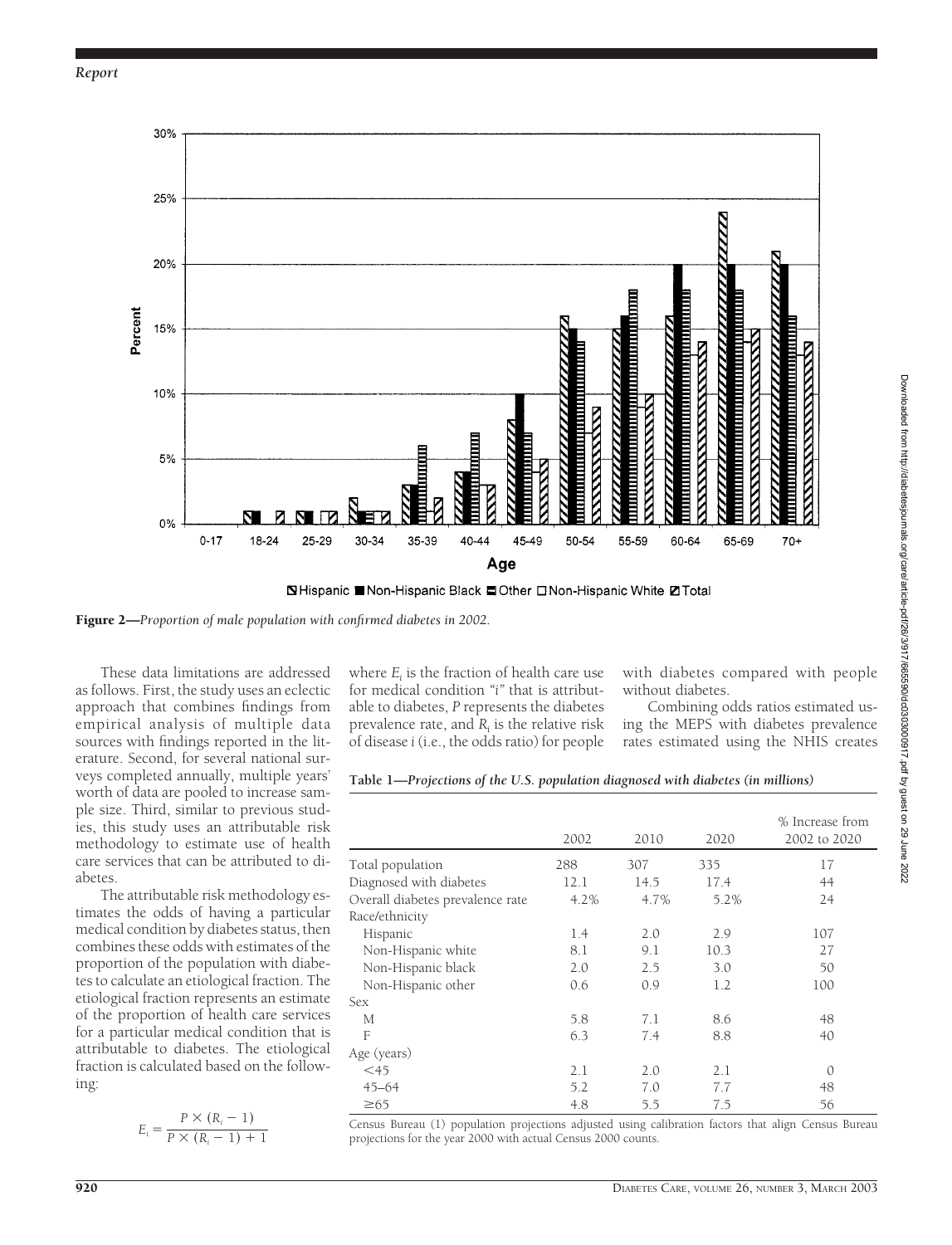Figure 2—*Proportion of male population with confirmed diabetes in 2002.*

These data limitations are addressed as follows. First, the study uses an eclectic approach that combines findings from empirical analysis of multiple data sources with findings reported in the literature. Second, for several national surveys completed annually, multiple years' worth of data are pooled to increase sample size. Third, similar to previous studies, this study uses an attributable risk methodology to estimate use of health care services that can be attributed to diabetes.

The attributable risk methodology estimates the odds of having a particular medical condition by diabetes status, then combines these odds with estimates of the proportion of the population with diabetes to calculate an etiological fraction. The etiological fraction represents an estimate of the proportion of health care services for a particular medical condition that is attributable to diabetes. The etiological fraction is calculated based on the following:

$$E_i = \frac{P \times (R_i - 1)}{P \times (R_i - 1) + 1}$$

where $E_i$ is the fraction of health care use for medical condition "*i*" that is attributable to diabetes, *P* represents the diabetes prevalence rate, and $R_i$ is the relative risk of disease *i* (i.e., the odds ratio) for people with diabetes compared with people without diabetes.

Combining odds ratios estimated using the MEPS with diabetes prevalence rates estimated using the NHIS creates

**Table 1—*Projections of the U.S. population diagnosed with diabetes (in millions)***

| | 2002 | 2010 | 2020 | % Increase from 2002 to 2020 |
|---|---|---|---|---|
| Total population | 288 | 307 | 335 | 17 |
| Diagnosed with diabetes | 12.1 | 14.5 | 17.4 | 44 |
| Overall diabetes prevalence rate | 4.2% | 4.7% | 5.2% | 24 |
| Race/ethnicity | | | | |
| Hispanic | 1.4 | 2.0 | 2.9 | 107 |
| Non-Hispanic white | 8.1 | 9.1 | 10.3 | 27 |
| Non-Hispanic black | 2.0 | 2.5 | 3.0 | 50 |
| Non-Hispanic other | 0.6 | 0.9 | 1.2 | 100 |
| Sex | | | | |
| M | 5.8 | 7.1 | 8.6 | 48 |
| F | 6.3 | 7.4 | 8.8 | 40 |
| Age (years) | | | | |
| <45 | 2.1 | 2.0 | 2.1 | 0 |
| 45–64 | 5.2 | 7.0 | 7.7 | 48 |
| ≥65 | 4.8 | 5.5 | 7.5 | 56 |

Census Bureau (1) population projections adjusted using calibration factors that align Census Bureau projections for the year 2000 with actual Census 2000 counts.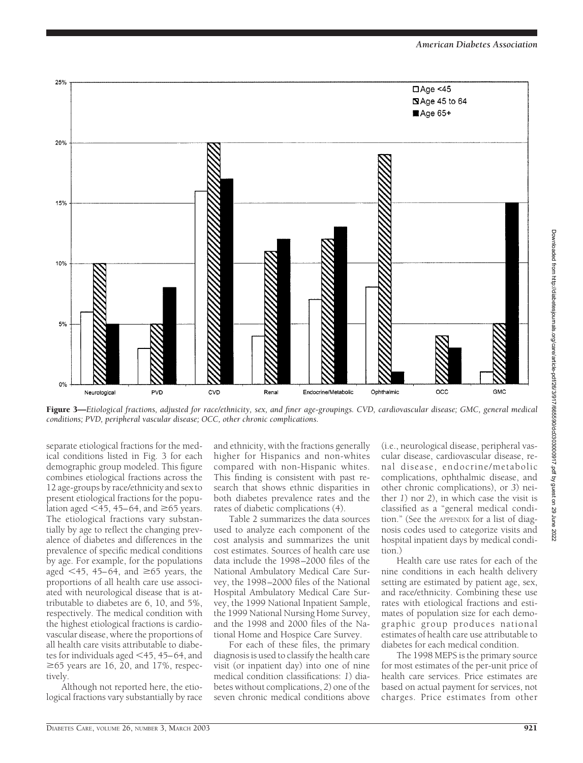**Figure 3**—*Etiological fractions, adjusted for race/ethnicity, sex, and finer age-groupings. CVD, cardiovascular disease; GMC, general medical conditions; PVD, peripheral vascular disease; OCC, other chronic complications.*

separate etiological fractions for the medical conditions listed in Fig. 3 for each demographic group modeled. This figure combines etiological fractions across the 12 age-groups by race/ethnicity and sex to present etiological fractions for the population aged <45, 45–64, and ≥65 years. The etiological fractions vary substantially by age to reflect the changing prevalence of diabetes and differences in the prevalence of specific medical conditions by age. For example, for the populations aged <45, 45–64, and ≥65 years, the proportions of all health care use associated with neurological disease that is attributable to diabetes are 6, 10, and 5%, respectively. The medical condition with the highest etiological fractions is cardiovascular disease, where the proportions of all health care visits attributable to diabetes for individuals aged <45, 45–64, and ≥65 years are 16, 20, and 17%, respectively.

Although not reported here, the etiological fractions vary substantially by race and ethnicity, with the fractions generally higher for Hispanics and non-whites compared with non-Hispanic whites. This finding is consistent with past research that shows ethnic disparities in both diabetes prevalence rates and the rates of diabetic complications (4).

Table 2 summarizes the data sources used to analyze each component of the cost analysis and summarizes the unit cost estimates. Sources of health care use data include the 1998–2000 files of the National Ambulatory Medical Care Survey, the 1998–2000 files of the National Hospital Ambulatory Medical Care Survey, the 1999 National Inpatient Sample, the 1999 National Nursing Home Survey, and the 1998 and 2000 files of the National Home and Hospice Care Survey.

For each of these files, the primary diagnosis is used to classify the health care visit (or inpatient day) into one of nine medical condition classifications: *1*) diabetes without complications, *2*) one of the seven chronic medical conditions above (i.e., neurological disease, peripheral vascular disease, cardiovascular disease, renal disease, endocrine/metabolic complications, ophthalmic disease, and other chronic complications), or *3*) neither *1*) nor *2*), in which case the visit is classified as a "general medical condition." (See the APPENDIX for a list of diagnosis codes used to categorize visits and hospital inpatient days by medical condition.)

Health care use rates for each of the nine conditions in each health delivery setting are estimated by patient age, sex, and race/ethnicity. Combining these use rates with etiological fractions and estimates of population size for each demographic group produces national estimates of health care use attributable to diabetes for each medical condition.

The 1998 MEPS is the primary source for most estimates of the per-unit price of health care services. Price estimates are based on actual payment for services, not charges. Price estimates from other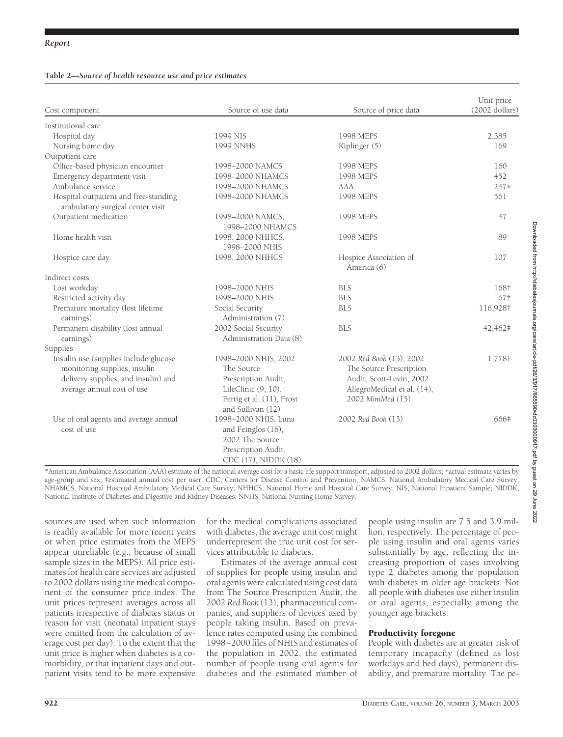**Table 2—*Source of health resource use and price estimates***

| Cost component | Source of use data | Source of price data | Unit price (2002 dollars) |
|---|---|---|---|
| Institutional care | | | |
| Hospital day | 1999 NIS | 1998 MEPS | 2,385 |
| Nursing home day | 1999 NNHS | Kiplinger (5) | 169 |
| Outpatient care | | | |
| Office-based physician encounter | 1998–2000 NAMCS | 1998 MEPS | 160 |
| Emergency department visit | 1998–2000 NHAMCS | 1998 MEPS | 452 |
| Ambulance service | 1998–2000 NHAMCS | AAA | 247* |
| Hospital outpatient and free-standing ambulatory surgical center visit | 1998–2000 NHAMCS | 1998 MEPS | 561 |
| Outpatient medication | 1998–2000 NAMCS, 1998–2000 NHAMCS | 1998 MEPS | 47 |
| Home health visit | 1998, 2000 NHHCS, 1998–2000 NHIS | 1998 MEPS | 89 |
| Hospice care day | 1998, 2000 NHHCS | Hospice Association of America (6) | 107 |
| Indirect costs | | | |
| Lost workday | 1998–2000 NHIS | BLS | 168† |
| Restricted activity day | 1998–2000 NHIS | BLS | 67† |
| Premature mortality (lost lifetime earnings) | Social Security Administration (7) | BLS | 116,928† |
| Permanent disability (lost annual earnings) | 2002 Social Security Administration Data (8) | BLS | 42,462‡ |
| Supplies | | | |
| Insulin use (supplies include glucose monitoring supplies, insulin delivery supplies, and insulin) and average annual cost of use | 1998–2000 NHIS, 2002 The Source Prescription Audit, LifeClinic (9, 10), Fertig et al. (11), Frost and Sullivan (12) | 2002 *Red Book* (13), 2002 The Source Prescription Audit, Scott-Levin, 2002 AllegroMedical et al. (14), 2002 *MiniMed* (15) | 1,778‡ |
| Use of oral agents and average annual cost of use | 1998–2000 NHIS, Luna and Feinglos (16), 2002 The Source Prescription Audit, CDC (17), NIDDK (18) | 2002 *Red Book* (13) | 666‡ |

*American Ambulance Association (AAA) estimate of the national average cost for a basic life support transport, adjusted to 2002 dollars; †actual estimate varies by age-group and sex; ‡estimated annual cost per user. CDC, Centers for Disease Control and Prevention; NAMCS, National Ambulatory Medical Care Survey; NHAMCS, National Hospital Ambulatory Medical Care Survey; NHHCS, National Home and Hospital Care Survey; NIS, National Inpatient Sample; NIDDK, National Institute of Diabetes and Digestive and Kidney Diseases; NNHS, National Nursing Home Survey.

sources are used when such information is readily available for more recent years or when price estimates from the MEPS appear unreliable (e.g., because of small sample sizes in the MEPS). All price estimates for health care services are adjusted to 2002 dollars using the medical component of the consumer price index. The unit prices represent averages across all patients irrespective of diabetes status or reason for visit (neonatal inpatient stays were omitted from the calculation of average cost per day). To the extent that the unit price is higher when diabetes is a comorbidity, or that inpatient days and outpatient visits tend to be more expensive for the medical complications associated with diabetes, the average unit cost might underrepresent the true unit cost for services attributable to diabetes.

Estimates of the average annual cost of supplies for people using insulin and oral agents were calculated using cost data from The Source Prescription Audit, the 2002 *Red Book* (13), pharmaceutical companies, and suppliers of devices used by people taking insulin. Based on prevalence rates computed using the combined 1998–2000 files of NHIS and estimates of the population in 2002, the estimated number of people using oral agents for diabetes and the estimated number of people using insulin are 7.5 and 3.9 million, respectively. The percentage of people using insulin and oral agents varies substantially by age, reflecting the increasing proportion of cases involving type 2 diabetes among the population with diabetes in older age brackets. Not all people with diabetes use either insulin or oral agents, especially among the younger age brackets.

## Productivity foregone

People with diabetes are at greater risk of temporary incapacity (defined as lost workdays and bed days), permanent disability, and premature mortality. The pe-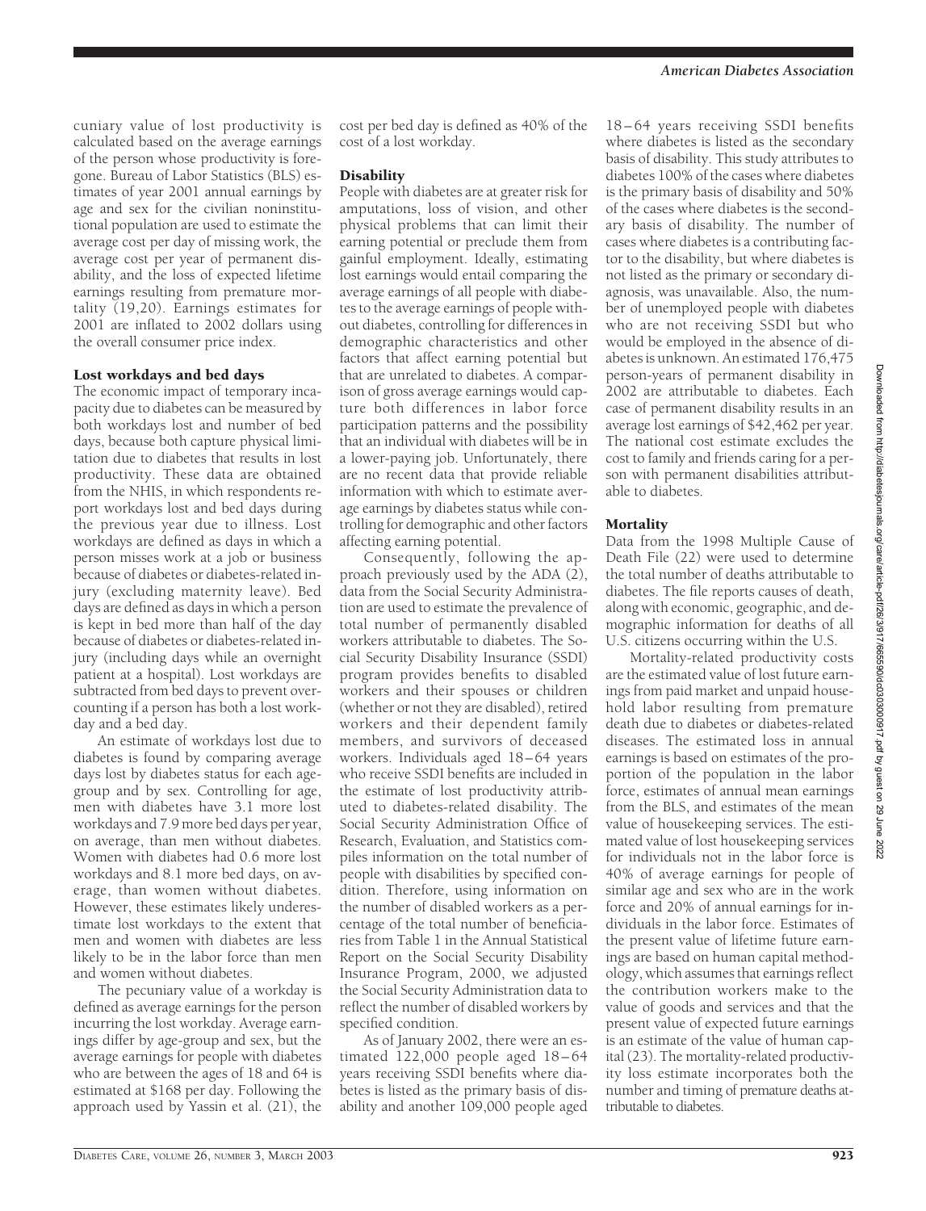cuniary value of lost productivity is calculated based on the average earnings of the person whose productivity is foregone. Bureau of Labor Statistics (BLS) estimates of year 2001 annual earnings by age and sex for the civilian noninstitutional population are used to estimate the average cost per day of missing work, the average cost per year of permanent disability, and the loss of expected lifetime earnings resulting from premature mortality (19,20). Earnings estimates for 2001 are inflated to 2002 dollars using the overall consumer price index.

### Lost workdays and bed days

The economic impact of temporary incapacity due to diabetes can be measured by both workdays lost and number of bed days, because both capture physical limitation due to diabetes that results in lost productivity. These data are obtained from the NHIS, in which respondents report workdays lost and bed days during the previous year due to illness. Lost workdays are defined as days in which a person misses work at a job or business because of diabetes or diabetes-related injury (excluding maternity leave). Bed days are defined as days in which a person is kept in bed more than half of the day because of diabetes or diabetes-related injury (including days while an overnight patient at a hospital). Lost workdays are subtracted from bed days to prevent overcounting if a person has both a lost workday and a bed day.

An estimate of workdays lost due to diabetes is found by comparing average days lost by diabetes status for each age-group and by sex. Controlling for age, men with diabetes have 3.1 more lost workdays and 7.9 more bed days per year, on average, than men without diabetes. Women with diabetes had 0.6 more lost workdays and 8.1 more bed days, on average, than women without diabetes. However, these estimates likely underestimate lost workdays to the extent that men and women with diabetes are less likely to be in the labor force than men and women without diabetes.

The pecuniary value of a workday is defined as average earnings for the person incurring the lost workday. Average earnings differ by age-group and sex, but the average earnings for people with diabetes who are between the ages of 18 and 64 is estimated at $168 per day. Following the approach used by Yassin et al. (21), the cost per bed day is defined as 40% of the cost of a lost workday.

### Disability

People with diabetes are at greater risk for amputations, loss of vision, and other physical problems that can limit their earning potential or preclude them from gainful employment. Ideally, estimating lost earnings would entail comparing the average earnings of all people with diabetes to the average earnings of people without diabetes, controlling for differences in demographic characteristics and other factors that affect earning potential but that are unrelated to diabetes. A comparison of gross average earnings would capture both differences in labor force participation patterns and the possibility that an individual with diabetes will be in a lower-paying job. Unfortunately, there are no recent data that provide reliable information with which to estimate average earnings by diabetes status while controlling for demographic and other factors affecting earning potential.

Consequently, following the approach previously used by the ADA (2), data from the Social Security Administration are used to estimate the prevalence of total number of permanently disabled workers attributable to diabetes. The Social Security Disability Insurance (SSDI) program provides benefits to disabled workers and their spouses or children (whether or not they are disabled), retired workers and their dependent family members, and survivors of deceased workers. Individuals aged 18–64 years who receive SSDI benefits are included in the estimate of lost productivity attributed to diabetes-related disability. The Social Security Administration Office of Research, Evaluation, and Statistics compiles information on the total number of people with disabilities by specified condition. Therefore, using information on the number of disabled workers as a percentage of the total number of beneficiaries from Table 1 in the Annual Statistical Report on the Social Security Disability Insurance Program, 2000, we adjusted the Social Security Administration data to reflect the number of disabled workers by specified condition.

As of January 2002, there were an estimated 122,000 people aged 18–64 years receiving SSDI benefits where diabetes is listed as the primary basis of disability and another 109,000 people aged 18–64 years receiving SSDI benefits where diabetes is listed as the secondary basis of disability. This study attributes to diabetes 100% of the cases where diabetes is the primary basis of disability and 50% of the cases where diabetes is the secondary basis of disability. The number of cases where diabetes is a contributing factor to the disability, but where diabetes is not listed as the primary or secondary diagnosis, was unavailable. Also, the number of unemployed people with diabetes who are not receiving SSDI but who would be employed in the absence of diabetes is unknown. An estimated 176,475 person-years of permanent disability in 2002 are attributable to diabetes. Each case of permanent disability results in an average lost earnings of $42,462 per year. The national cost estimate excludes the cost to family and friends caring for a person with permanent disabilities attributable to diabetes.

### Mortality

Data from the 1998 Multiple Cause of Death File (22) were used to determine the total number of deaths attributable to diabetes. The file reports causes of death, along with economic, geographic, and demographic information for deaths of all U.S. citizens occurring within the U.S.

Mortality-related productivity costs are the estimated value of lost future earnings from paid market and unpaid household labor resulting from premature death due to diabetes or diabetes-related diseases. The estimated loss in annual earnings is based on estimates of the proportion of the population in the labor force, estimates of annual mean earnings from the BLS, and estimates of the mean value of housekeeping services. The estimated value of lost housekeeping services for individuals not in the labor force is 40% of average earnings for people of similar age and sex who are in the work force and 20% of annual earnings for individuals in the labor force. Estimates of the present value of lifetime future earnings are based on human capital methodology, which assumes that earnings reflect the contribution workers make to the value of goods and services and that the present value of expected future earnings is an estimate of the value of human capital (23). The mortality-related productivity loss estimate incorporates both the number and timing of premature deaths attributable to diabetes.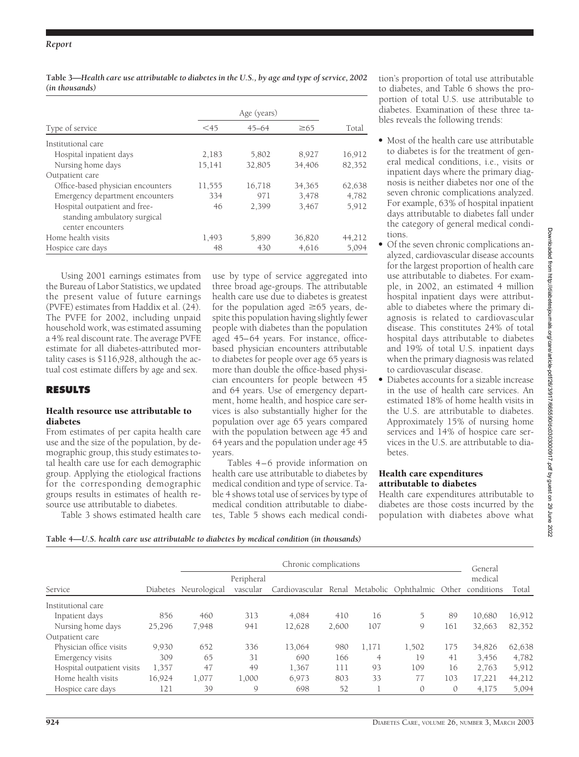**Table 3—*Health care use attributable to diabetes in the U.S., by age and type of service, 2002 (in thousands)***

| Type of service | Age (years) | | | Total |
|---|---|---|---|---|
| | <45 | 45–64 | ≥65 | |
| Institutional care | | | | |
| Hospital inpatient days | 2,183 | 5,802 | 8,927 | 16,912 |
| Nursing home days | 15,141 | 32,805 | 34,406 | 82,352 |
| Outpatient care | | | | |
| Office-based physician encounters | 11,555 | 16,718 | 34,365 | 62,638 |
| Emergency department encounters | 334 | 971 | 3,478 | 4,782 |
| Hospital outpatient and free-standing ambulatory surgical center encounters | 46 | 2,399 | 3,467 | 5,912 |
| Home health visits | 1,493 | 5,899 | 36,820 | 44,212 |
| Hospice care days | 48 | 430 | 4,616 | 5,094 |

Using 2001 earnings estimates from the Bureau of Labor Statistics, we updated the present value of future earnings (PVFE) estimates from Haddix et al. (24). The PVFE for 2002, including unpaid household work, was estimated assuming a 4% real discount rate. The average PVFE estimate for all diabetes-attributed mortality cases is $116,928, although the actual cost estimate differs by age and sex.

## RESULTS

### Health resource use attributable to diabetes

From estimates of per capita health care use and the size of the population, by demographic group, this study estimates total health care use for each demographic group. Applying the etiological fractions for the corresponding demographic groups results in estimates of health resource use attributable to diabetes.

Table 3 shows estimated health care use by type of service aggregated into three broad age-groups. The attributable health care use due to diabetes is greatest for the population aged ≥65 years, despite this population having slightly fewer people with diabetes than the population aged 45–64 years. For instance, office-based physician encounters attributable to diabetes for people over age 65 years is more than double the office-based physician encounters for people between 45 and 64 years. Use of emergency department, home health, and hospice care services is also substantially higher for the population over age 65 years compared with the population between age 45 and 64 years and the population under age 45 years.

Tables 4–6 provide information on health care use attributable to diabetes by medical condition and type of service. Table 4 shows total use of services by type of medical condition attributable to diabetes, Table 5 shows each medical condition's proportion of total use attributable to diabetes, and Table 6 shows the proportion of total U.S. use attributable to diabetes. Examination of these three tables reveals the following trends:

- Most of the health care use attributable to diabetes is for the treatment of general medical conditions, i.e., visits or inpatient days where the primary diagnosis is neither diabetes nor one of the seven chronic complications analyzed. For example, 63% of hospital inpatient days attributable to diabetes fall under the category of general medical conditions.
- Of the seven chronic complications analyzed, cardiovascular disease accounts for the largest proportion of health care use attributable to diabetes. For example, in 2002, an estimated 4 million hospital inpatient days were attributable to diabetes where the primary diagnosis is related to cardiovascular disease. This constitutes 24% of total hospital days attributable to diabetes and 19% of total U.S. inpatient days when the primary diagnosis was related to cardiovascular disease.
- Diabetes accounts for a sizable increase in the use of health care services. An estimated 18% of home health visits in the U.S. are attributable to diabetes. Approximately 15% of nursing home services and 14% of hospice care services in the U.S. are attributable to diabetes.

### Health care expenditures attributable to diabetes

Health care expenditures attributable to diabetes are those costs incurred by the population with diabetes above what

**Table 4—*U.S. health care use attributable to diabetes by medical condition (in thousands)***

| Service | Diabetes | Chronic complications | | | | | | | General medical conditions | Total |
|---|---|---|---|---|---|---|---|---|---|---|
| | | Neurological | Peripheral vascular | Cardiovascular | Renal | Metabolic | Ophthalmic | Other | | |
| Institutional care | | | | | | | | | | |
| Inpatient days | 856 | 460 | 313 | 4,084 | 410 | 16 | 5 | 89 | 10,680 | 16,912 |
| Nursing home days | 25,296 | 7,948 | 941 | 12,628 | 2,600 | 107 | 9 | 161 | 32,663 | 82,352 |
| Outpatient care | | | | | | | | | | |
| Physician office visits | 9,930 | 652 | 336 | 13,064 | 980 | 1,171 | 1,502 | 175 | 34,826 | 62,638 |
| Emergency visits | 309 | 65 | 31 | 690 | 166 | 4 | 19 | 41 | 3,456 | 4,782 |
| Hospital outpatient visits | 1,357 | 47 | 49 | 1,367 | 111 | 93 | 109 | 16 | 2,763 | 5,912 |
| Home health visits | 16,924 | 1,077 | 1,000 | 6,973 | 803 | 33 | 77 | 103 | 17,221 | 44,212 |
| Hospice care days | 121 | 39 | 9 | 698 | 52 | 1 | 0 | 0 | 4,175 | 5,094 |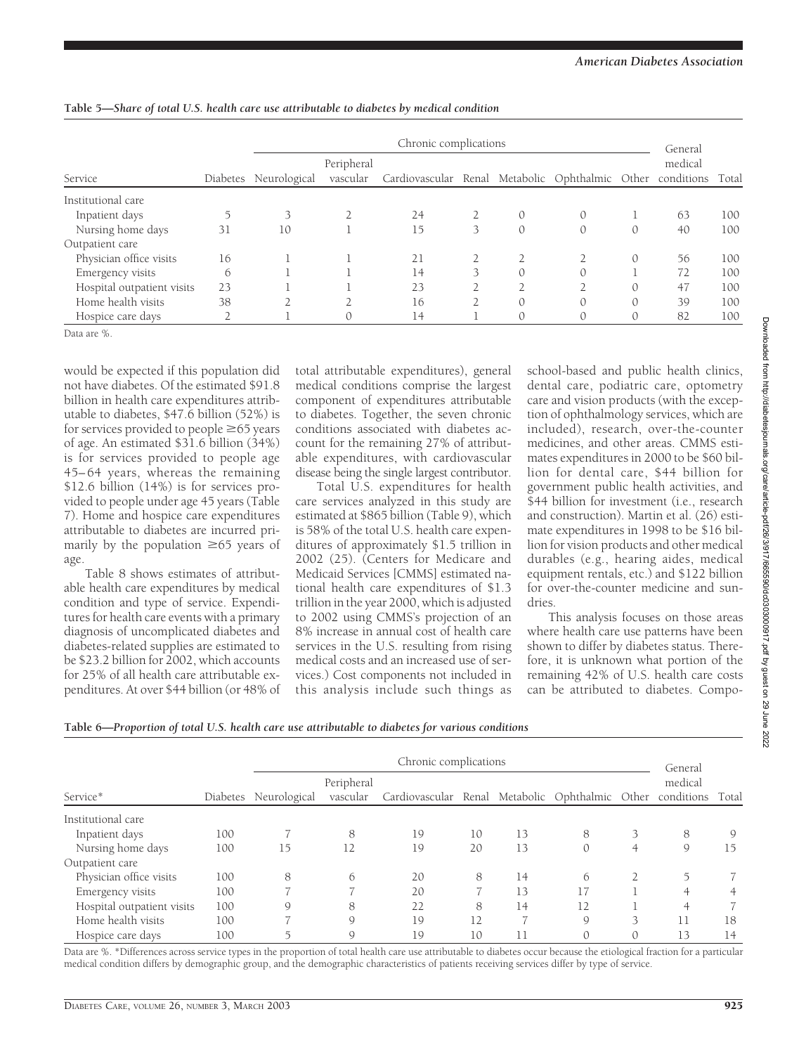**Table 5—Share of total U.S. health care use attributable to diabetes by medical condition**

| Service | Diabetes | Chronic complications | | | | | | | General medical conditions | Total |
|---|---|---|---|---|---|---|---|---|---|---|
| | | Neurological | Peripheral vascular | Cardiovascular | Renal | Metabolic | Ophthalmic | Other | | |
| Institutional care | | | | | | | | | | |
| Inpatient days | 5 | 3 | 2 | 24 | 2 | 0 | 0 | 1 | 63 | 100 |
| Nursing home days | 31 | 10 | 1 | 15 | 3 | 0 | 0 | 0 | 40 | 100 |
| Outpatient care | | | | | | | | | | |
| Physician office visits | 16 | 1 | 1 | 21 | 2 | 2 | 2 | 0 | 56 | 100 |
| Emergency visits | 6 | 1 | 1 | 14 | 3 | 0 | 0 | 1 | 72 | 100 |
| Hospital outpatient visits | 23 | 1 | 1 | 23 | 2 | 2 | 2 | 0 | 47 | 100 |
| Home health visits | 38 | 2 | 2 | 16 | 2 | 0 | 0 | 0 | 39 | 100 |
| Hospice care days | 2 | 1 | 0 | 14 | 1 | 0 | 0 | 0 | 82 | 100 |

Data are %.

would be expected if this population did not have diabetes. Of the estimated $91.8 billion in health care expenditures attributable to diabetes, $47.6 billion (52%) is for services provided to people ≥65 years of age. An estimated $31.6 billion (34%) is for services provided to people age 45–64 years, whereas the remaining $12.6 billion (14%) is for services provided to people under age 45 years (Table 7). Home and hospice care expenditures attributable to diabetes are incurred primarily by the population ≥65 years of age.

Table 8 shows estimates of attributable health care expenditures by medical condition and type of service. Expenditures for health care events with a primary diagnosis of uncomplicated diabetes and diabetes-related supplies are estimated to be $23.2 billion for 2002, which accounts for 25% of all health care attributable expenditures. At over $44 billion (or 48% of total attributable expenditures), general medical conditions comprise the largest component of expenditures attributable to diabetes. Together, the seven chronic conditions associated with diabetes account for the remaining 27% of attributable expenditures, with cardiovascular disease being the single largest contributor.

Total U.S. expenditures for health care services analyzed in this study are estimated at $865 billion (Table 9), which is 58% of the total U.S. health care expenditures of approximately $1.5 trillion in 2002 (25). (Centers for Medicare and Medicaid Services [CMMS] estimated national health care expenditures of $1.3 trillion in the year 2000, which is adjusted to 2002 using CMMS's projection of an 8% increase in annual cost of health care services in the U.S. resulting from rising medical costs and an increased use of services.) Cost components not included in this analysis include such things as school-based and public health clinics, dental care, podiatric care, optometry care and vision products (with the exception of ophthalmology services, which are included), research, over-the-counter medicines, and other areas. CMMS estimates expenditures in 2000 to be $60 billion for dental care, $44 billion for government public health activities, and $44 billion for investment (i.e., research and construction). Martin et al. (26) estimate expenditures in 1998 to be $16 billion for vision products and other medical durables (e.g., hearing aides, medical equipment rentals, etc.) and $122 billion for over-the-counter medicine and sundries.

This analysis focuses on those areas where health care use patterns have been shown to differ by diabetes status. Therefore, it is unknown what portion of the remaining 42% of U.S. health care costs can be attributed to diabetes. Compo-

**Table 6—Proportion of total U.S. health care use attributable to diabetes for various conditions**

| Service* | Diabetes | Chronic complications | | | | | | | General medical conditions | Total |
|---|---|---|---|---|---|---|---|---|---|---|
| | | Neurological | Peripheral vascular | Cardiovascular | Renal | Metabolic | Ophthalmic | Other | | |
| Institutional care | | | | | | | | | | |
| Inpatient days | 100 | 7 | 8 | 19 | 10 | 13 | 8 | 3 | 8 | 9 |
| Nursing home days | 100 | 15 | 12 | 19 | 20 | 13 | 0 | 4 | 9 | 15 |
| Outpatient care | | | | | | | | | | |
| Physician office visits | 100 | 8 | 6 | 20 | 8 | 14 | 6 | 2 | 5 | 7 |
| Emergency visits | 100 | 7 | 7 | 20 | 7 | 13 | 17 | 1 | 4 | 4 |
| Hospital outpatient visits | 100 | 9 | 8 | 22 | 8 | 14 | 12 | 1 | 4 | 7 |
| Home health visits | 100 | 7 | 9 | 19 | 12 | 7 | 9 | 3 | 11 | 18 |
| Hospice care days | 100 | 5 | 9 | 19 | 10 | 11 | 0 | 0 | 13 | 14 |

Data are %. *Differences across service types in the proportion of total health care use attributable to diabetes occur because the etiological fraction for a particular medical condition differs by demographic group, and the demographic characteristics of patients receiving services differ by type of service.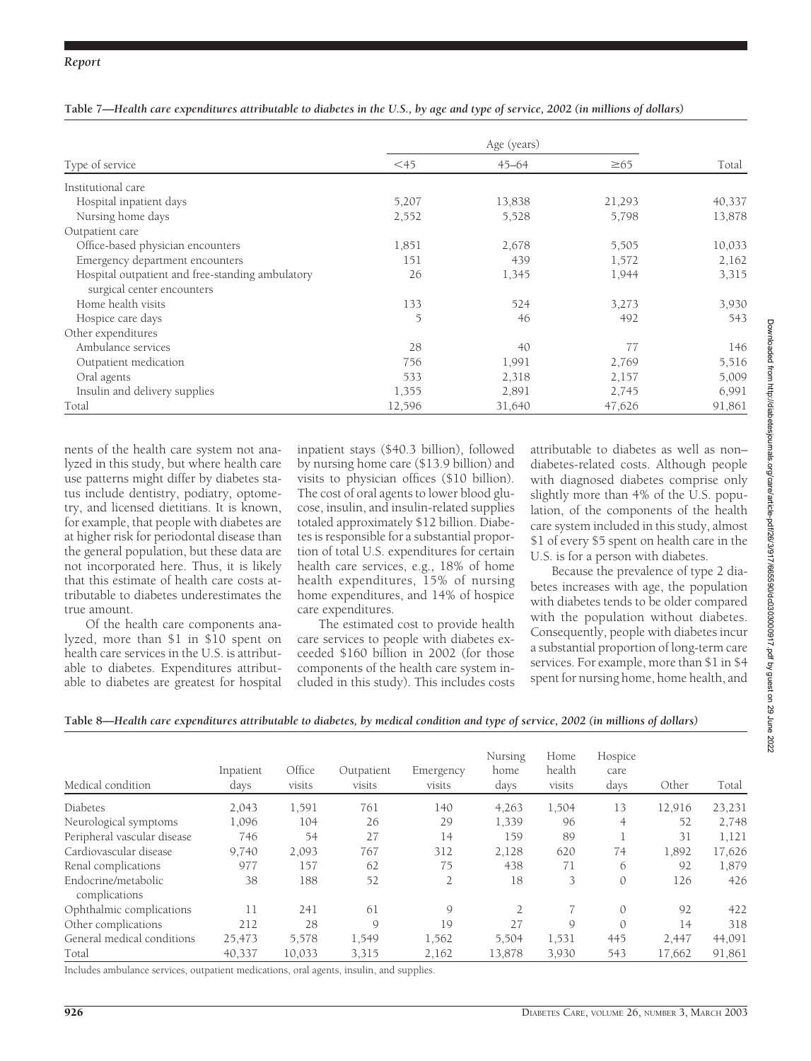**Table 7—Health care expenditures attributable to diabetes in the U.S., by age and type of service, 2002 (in millions of dollars)**

| Type of service | Age (years) <45 | 45–64 | ≥65 | Total |
|---|---|---|---|---|
| Institutional care | | | | |
| Hospital inpatient days | 5,207 | 13,838 | 21,293 | 40,337 |
| Nursing home days | 2,552 | 5,528 | 5,798 | 13,878 |
| Outpatient care | | | | |
| Office-based physician encounters | 1,851 | 2,678 | 5,505 | 10,033 |
| Emergency department encounters | 151 | 439 | 1,572 | 2,162 |
| Hospital outpatient and free-standing ambulatory surgical center encounters | 26 | 1,345 | 1,944 | 3,315 |
| Home health visits | 133 | 524 | 3,273 | 3,930 |
| Hospice care days | 5 | 46 | 492 | 543 |
| Other expenditures | | | | |
| Ambulance services | 28 | 40 | 77 | 146 |
| Outpatient medication | 756 | 1,991 | 2,769 | 5,516 |
| Oral agents | 533 | 2,318 | 2,157 | 5,009 |
| Insulin and delivery supplies | 1,355 | 2,891 | 2,745 | 6,991 |
| Total | 12,596 | 31,640 | 47,626 | 91,861 |

nents of the health care system not analyzed in this study, but where health care use patterns might differ by diabetes status include dentistry, podiatry, optometry, and licensed dietitians. It is known, for example, that people with diabetes are at higher risk for periodontal disease than the general population, but these data are not incorporated here. Thus, it is likely that this estimate of health care costs attributable to diabetes underestimates the true amount.

Of the health care components analyzed, more than $1 in $10 spent on health care services in the U.S. is attributable to diabetes. Expenditures attributable to diabetes are greatest for hospital inpatient stays ($40.3 billion), followed by nursing home care ($13.9 billion) and visits to physician offices ($10 billion). The cost of oral agents to lower blood glucose, insulin, and insulin-related supplies totaled approximately $12 billion. Diabetes is responsible for a substantial proportion of total U.S. expenditures for certain health care services, e.g., 18% of home health expenditures, 15% of nursing home expenditures, and 14% of hospice care expenditures.

The estimated cost to provide health care services to people with diabetes exceeded $160 billion in 2002 (for those components of the health care system included in this study). This includes costs attributable to diabetes as well as non–diabetes-related costs. Although people with diagnosed diabetes comprise only slightly more than 4% of the U.S. population, of the components of the health care system included in this study, almost $1 of every $5 spent on health care in the U.S. is for a person with diabetes.

Because the prevalence of type 2 diabetes increases with age, the population with diabetes tends to be older compared with the population without diabetes. Consequently, people with diabetes incur a substantial proportion of long-term care services. For example, more than $1 in $4 spent for nursing home, home health, and

**Table 8—Health care expenditures attributable to diabetes, by medical condition and type of service, 2002 (in millions of dollars)**

| Medical condition | Inpatient days | Office visits | Outpatient visits | Emergency visits | Nursing home days | Home health visits | Hospice care days | Other | Total |
|---|---|---|---|---|---|---|---|---|---|
| Diabetes | 2,043 | 1,591 | 761 | 140 | 4,263 | 1,504 | 13 | 12,916 | 23,231 |
| Neurological symptoms | 1,096 | 104 | 26 | 29 | 1,339 | 96 | 4 | 52 | 2,748 |
| Peripheral vascular disease | 746 | 54 | 27 | 14 | 159 | 89 | 1 | 31 | 1,121 |
| Cardiovascular disease | 9,740 | 2,093 | 767 | 312 | 2,128 | 620 | 74 | 1,892 | 17,626 |
| Renal complications | 977 | 157 | 62 | 75 | 438 | 71 | 6 | 92 | 1,879 |
| Endocrine/metabolic complications | 38 | 188 | 52 | 2 | 18 | 3 | 0 | 126 | 426 |
| Ophthalmic complications | 11 | 241 | 61 | 9 | 2 | 7 | 0 | 92 | 422 |
| Other complications | 212 | 28 | 9 | 19 | 27 | 9 | 0 | 14 | 318 |
| General medical conditions | 25,473 | 5,578 | 1,549 | 1,562 | 5,504 | 1,531 | 445 | 2,447 | 44,091 |
| Total | 40,337 | 10,033 | 3,315 | 2,162 | 13,878 | 3,930 | 543 | 17,662 | 91,861 |

Includes ambulance services, outpatient medications, oral agents, insulin, and supplies.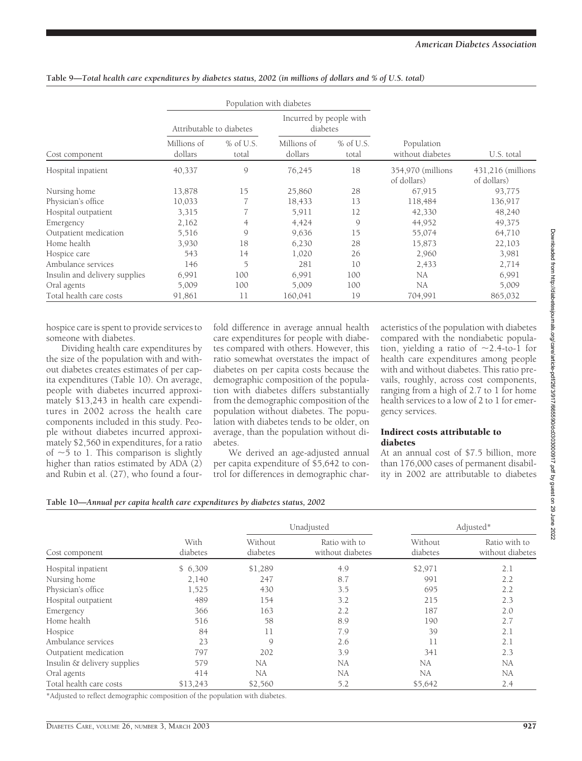**Table 9—*Total health care expenditures by diabetes status, 2002 (in millions of dollars and % of U.S. total)***

| | Population with diabetes | | | | | |
|---|---|---|---|---|---|---|
| | Attributable to diabetes | | Incurred by people with diabetes | | | |
| Cost component | Millions of dollars | % of U.S. total | Millions of dollars | % of U.S. total | Population without diabetes | U.S. total |
| Hospital inpatient | 40,337 | 9 | 76,245 | 18 | 354,970 (millions of dollars) | 431,216 (millions of dollars) |
| Nursing home | 13,878 | 15 | 25,860 | 28 | 67,915 | 93,775 |
| Physician's office | 10,033 | 7 | 18,433 | 13 | 118,484 | 136,917 |
| Hospital outpatient | 3,315 | 7 | 5,911 | 12 | 42,330 | 48,240 |
| Emergency | 2,162 | 4 | 4,424 | 9 | 44,952 | 49,375 |
| Outpatient medication | 5,516 | 9 | 9,636 | 15 | 55,074 | 64,710 |
| Home health | 3,930 | 18 | 6,230 | 28 | 15,873 | 22,103 |
| Hospice care | 543 | 14 | 1,020 | 26 | 2,960 | 3,981 |
| Ambulance services | 146 | 5 | 281 | 10 | 2,433 | 2,714 |
| Insulin and delivery supplies | 6,991 | 100 | 6,991 | 100 | NA | 6,991 |
| Oral agents | 5,009 | 100 | 5,009 | 100 | NA | 5,009 |
| Total health care costs | 91,861 | 11 | 160,041 | 19 | 704,991 | 865,032 |

hospice care is spent to provide services to someone with diabetes.

Dividing health care expenditures by the size of the population with and without diabetes creates estimates of per capita expenditures (Table 10). On average, people with diabetes incurred approximately $13,243 in health care expenditures in 2002 across the health care components included in this study. People without diabetes incurred approximately $2,560 in expenditures, for a ratio of ~5 to 1. This comparison is slightly higher than ratios estimated by ADA (2) and Rubin et al. (27), who found a fourfold difference in average annual health care expenditures for people with diabetes compared with others. However, this ratio somewhat overstates the impact of diabetes on per capita costs because the demographic composition of the population with diabetes differs substantially from the demographic composition of the population without diabetes. The population with diabetes tends to be older, on average, than the population without diabetes.

We derived an age-adjusted annual per capita expenditure of $5,642 to control for differences in demographic characteristics of the population with diabetes compared with the nondiabetic population, yielding a ratio of ~2.4-to-1 for health care expenditures among people with and without diabetes. This ratio prevails, roughly, across cost components, ranging from a high of 2.7 to 1 for home health services to a low of 2 to 1 for emergency services.

## Indirect costs attributable to diabetes

At an annual cost of $7.5 billion, more than 176,000 cases of permanent disability in 2002 are attributable to diabetes

**Table 10—*Annual per capita health care expenditures by diabetes status, 2002***

| | | Unadjusted | | Adjusted* | |
|---|---|---|---|---|---|
| Cost component | With diabetes | Without diabetes | Ratio with to without diabetes | Without diabetes | Ratio with to without diabetes |
| Hospital inpatient | $ 6,309 | $1,289 | 4.9 | $2,971 | 2.1 |
| Nursing home | 2,140 | 247 | 8.7 | 991 | 2.2 |
| Physician's office | 1,525 | 430 | 3.5 | 695 | 2.2 |
| Hospital outpatient | 489 | 154 | 3.2 | 215 | 2.3 |
| Emergency | 366 | 163 | 2.2 | 187 | 2.0 |
| Home health | 516 | 58 | 8.9 | 190 | 2.7 |
| Hospice | 84 | 11 | 7.9 | 39 | 2.1 |
| Ambulance services | 23 | 9 | 2.6 | 11 | 2.1 |
| Outpatient medication | 797 | 202 | 3.9 | 341 | 2.3 |
| Insulin & delivery supplies | 579 | NA | NA | NA | NA |
| Oral agents | 414 | NA | NA | NA | NA |
| Total health care costs | $13,243 | $2,560 | 5.2 | $5,642 | 2.4 |

*Adjusted to reflect demographic composition of the population with diabetes.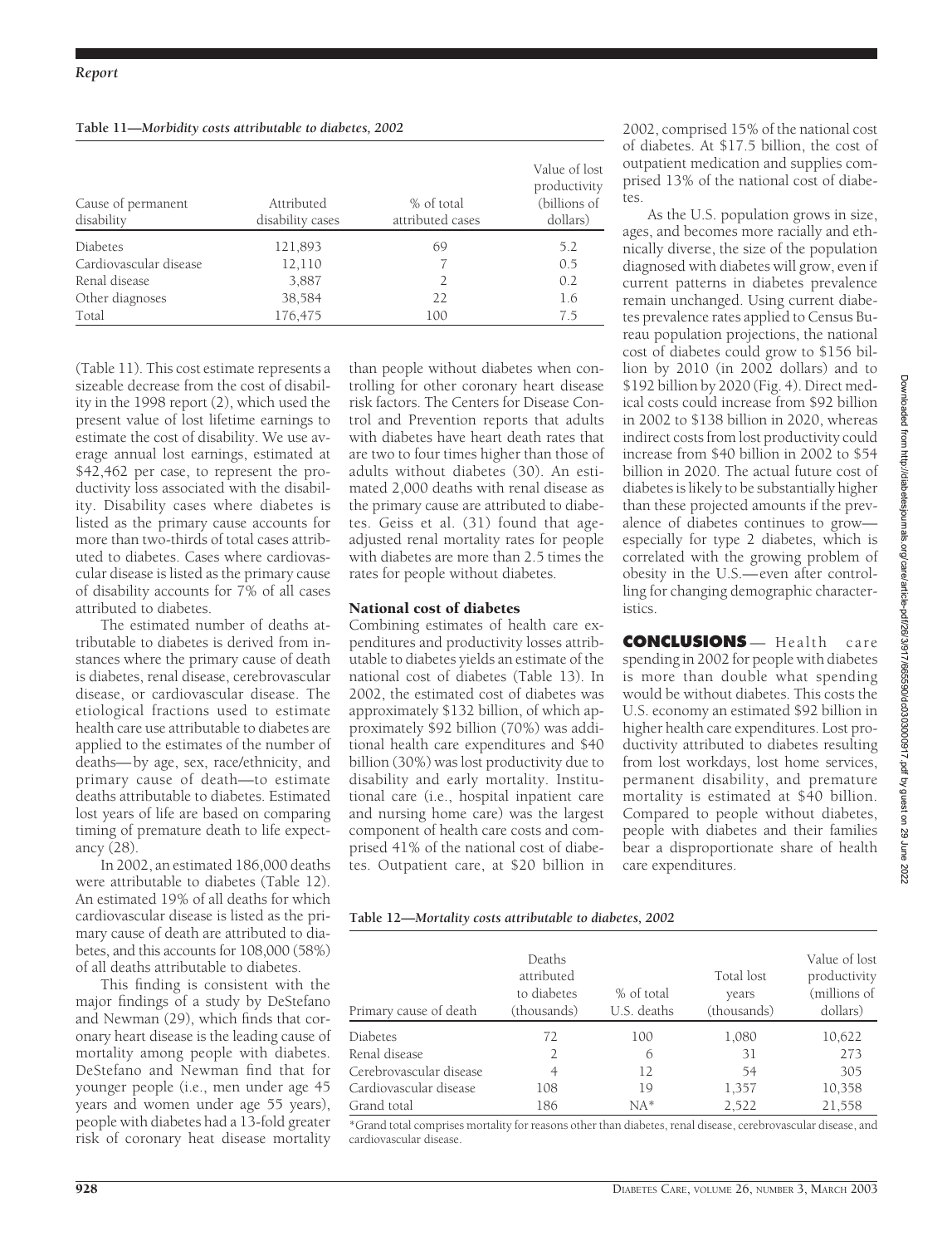**Table 11—*Morbidity costs attributable to diabetes, 2002***

| Cause of permanent disability | Attributed disability cases | % of total attributed cases | Value of lost productivity (billions of dollars) |
|---|---|---|---|
| Diabetes | 121,893 | 69 | 5.2 |
| Cardiovascular disease | 12,110 | 7 | 0.5 |
| Renal disease | 3,887 | 2 | 0.2 |
| Other diagnoses | 38,584 | 22 | 1.6 |
| Total | 176,475 | 100 | 7.5 |

(Table 11). This cost estimate represents a sizeable decrease from the cost of disability in the 1998 report (2), which used the present value of lost lifetime earnings to estimate the cost of disability. We use average annual lost earnings, estimated at $42,462 per case, to represent the productivity loss associated with the disability. Disability cases where diabetes is listed as the primary cause accounts for more than two-thirds of total cases attributed to diabetes. Cases where cardiovascular disease is listed as the primary cause of disability accounts for 7% of all cases attributed to diabetes.

The estimated number of deaths attributable to diabetes is derived from instances where the primary cause of death is diabetes, renal disease, cerebrovascular disease, or cardiovascular disease. The etiological fractions used to estimate health care use attributable to diabetes are applied to the estimates of the number of deaths—by age, sex, race/ethnicity, and primary cause of death—to estimate deaths attributable to diabetes. Estimated lost years of life are based on comparing timing of premature death to life expectancy (28).

In 2002, an estimated 186,000 deaths were attributable to diabetes (Table 12). An estimated 19% of all deaths for which cardiovascular disease is listed as the primary cause of death are attributed to diabetes, and this accounts for 108,000 (58%) of all deaths attributable to diabetes.

This finding is consistent with the major findings of a study by DeStefano and Newman (29), which finds that coronary heart disease is the leading cause of mortality among people with diabetes. DeStefano and Newman find that for younger people (i.e., men under age 45 years and women under age 55 years), people with diabetes had a 13-fold greater risk of coronary heat disease mortality than people without diabetes when controlling for other coronary heart disease risk factors. The Centers for Disease Control and Prevention reports that adults with diabetes have heart death rates that are two to four times higher than those of adults without diabetes (30). An estimated 2,000 deaths with renal disease as the primary cause are attributed to diabetes. Geiss et al. (31) found that age-adjusted renal mortality rates for people with diabetes are more than 2.5 times the rates for people without diabetes.

### National cost of diabetes

Combining estimates of health care expenditures and productivity losses attributable to diabetes yields an estimate of the national cost of diabetes (Table 13). In 2002, the estimated cost of diabetes was approximately $132 billion, of which approximately $92 billion (70%) was additional health care expenditures and $40 billion (30%) was lost productivity due to disability and early mortality. Institutional care (i.e., hospital inpatient care and nursing home care) was the largest component of health care costs and comprised 41% of the national cost of diabetes. Outpatient care, at $20 billion in 2002, comprised 15% of the national cost of diabetes. At $17.5 billion, the cost of outpatient medication and supplies comprised 13% of the national cost of diabetes.

As the U.S. population grows in size, ages, and becomes more racially and ethnically diverse, the size of the population diagnosed with diabetes will grow, even if current patterns in diabetes prevalence remain unchanged. Using current diabetes prevalence rates applied to Census Bureau population projections, the national cost of diabetes could grow to $156 billion by 2010 (in 2002 dollars) and to $192 billion by 2020 (Fig. 4). Direct medical costs could increase from $92 billion in 2002 to $138 billion in 2020, whereas indirect costs from lost productivity could increase from $40 billion in 2002 to $54 billion in 2020. The actual future cost of diabetes is likely to be substantially higher than these projected amounts if the prevalence of diabetes continues to grow—especially for type 2 diabetes, which is correlated with the growing problem of obesity in the U.S.—even after controlling for changing demographic characteristics.

**CONCLUSIONS** — Health care spending in 2002 for people with diabetes is more than double what spending would be without diabetes. This costs the U.S. economy an estimated $92 billion in higher health care expenditures. Lost productivity attributed to diabetes resulting from lost workdays, lost home services, permanent disability, and premature mortality is estimated at $40 billion. Compared to people without diabetes, people with diabetes and their families bear a disproportionate share of health care expenditures.

**Table 12—*Mortality costs attributable to diabetes, 2002***

| Primary cause of death | Deaths attributed to diabetes (thousands) | % of total U.S. deaths | Total lost years (thousands) | Value of lost productivity (millions of dollars) |
|---|---|---|---|---|
| Diabetes | 72 | 100 | 1,080 | 10,622 |
| Renal disease | 2 | 6 | 31 | 273 |
| Cerebrovascular disease | 4 | 12 | 54 | 305 |
| Cardiovascular disease | 108 | 19 | 1,357 | 10,358 |
| Grand total | 186 | NA* | 2,522 | 21,558 |

*Grand total comprises mortality for reasons other than diabetes, renal disease, cerebrovascular disease, and cardiovascular disease.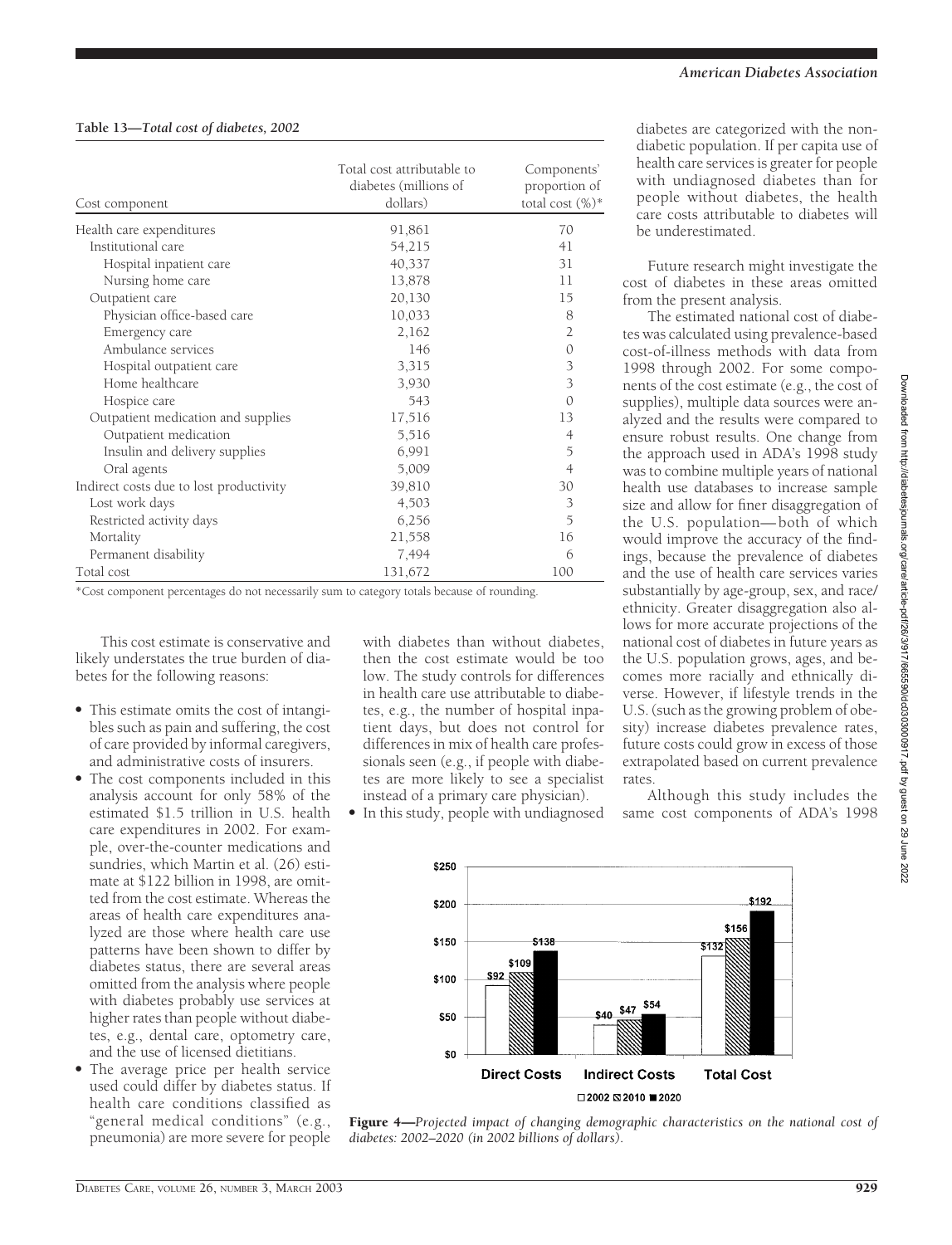**Table 13—*Total cost of diabetes, 2002***

| Cost component | Total cost attributable to diabetes (millions of dollars) | Components' proportion of total cost (%)* |
|---|---|---|
| Health care expenditures | 91,861 | 70 |
| Institutional care | 54,215 | 41 |
| Hospital inpatient care | 40,337 | 31 |
| Nursing home care | 13,878 | 11 |
| Outpatient care | 20,130 | 15 |
| Physician office-based care | 10,033 | 8 |
| Emergency care | 2,162 | 2 |
| Ambulance services | 146 | 0 |
| Hospital outpatient care | 3,315 | 3 |
| Home healthcare | 3,930 | 3 |
| Hospice care | 543 | 0 |
| Outpatient medication and supplies | 17,516 | 13 |
| Outpatient medication | 5,516 | 4 |
| Insulin and delivery supplies | 6,991 | 5 |
| Oral agents | 5,009 | 4 |
| Indirect costs due to lost productivity | 39,810 | 30 |
| Lost work days | 4,503 | 3 |
| Restricted activity days | 6,256 | 5 |
| Mortality | 21,558 | 16 |
| Permanent disability | 7,494 | 6 |
| Total cost | 131,672 | 100 |

*Cost component percentages do not necessarily sum to category totals because of rounding.

This cost estimate is conservative and likely understates the true burden of diabetes for the following reasons:

- This estimate omits the cost of intangibles such as pain and suffering, the cost of care provided by informal caregivers, and administrative costs of insurers.
- The cost components included in this analysis account for only 58% of the estimated \$1.5 trillion in U.S. health care expenditures in 2002. For example, over-the-counter medications and sundries, which Martin et al. (26) estimate at \$122 billion in 1998, are omitted from the cost estimate. Whereas the areas of health care expenditures analyzed are those where health care use patterns have been shown to differ by diabetes status, there are several areas omitted from the analysis where people with diabetes probably use services at higher rates than people without diabetes, e.g., dental care, optometry care, and the use of licensed dietitians.
- The average price per health service used could differ by diabetes status. If health care conditions classified as "general medical conditions" (e.g., pneumonia) are more severe for people with diabetes than without diabetes, then the cost estimate would be too low. The study controls for differences in health care use attributable to diabetes, e.g., the number of hospital inpatient days, but does not control for differences in mix of health care professionals seen (e.g., if people with diabetes are more likely to see a specialist instead of a primary care physician).
- In this study, people with undiagnosed diabetes are categorized with the nondiabetic population. If per capita use of health care services is greater for people with undiagnosed diabetes than for people without diabetes, the health care costs attributable to diabetes will be underestimated.

Future research might investigate the cost of diabetes in these areas omitted from the present analysis.

The estimated national cost of diabetes was calculated using prevalence-based cost-of-illness methods with data from 1998 through 2002. For some components of the cost estimate (e.g., the cost of supplies), multiple data sources were analyzed and the results were compared to ensure robust results. One change from the approach used in ADA's 1998 study was to combine multiple years of national health use databases to increase sample size and allow for finer disaggregation of the U.S. population—both of which would improve the accuracy of the findings, because the prevalence of diabetes and the use of health care services varies substantially by age-group, sex, and race/ethnicity. Greater disaggregation also allows for more accurate projections of the national cost of diabetes in future years as the U.S. population grows, ages, and becomes more racially and ethnically diverse. However, if lifestyle trends in the U.S. (such as the growing problem of obesity) increase diabetes prevalence rates, future costs could grow in excess of those extrapolated based on current prevalence rates.

Although this study includes the same cost components of ADA's 1998

\$250
\$200
\$150
\$100
\$50
\$0
\$92 \$109 \$138
\$40 \$47 \$54
\$132 \$156 \$192
Direct Costs
Indirect Costs
Total Cost
2002 2010 2020

**Figure 4**—*Projected impact of changing demographic characteristics on the national cost of diabetes: 2002–2020 (in 2002 billions of dollars).*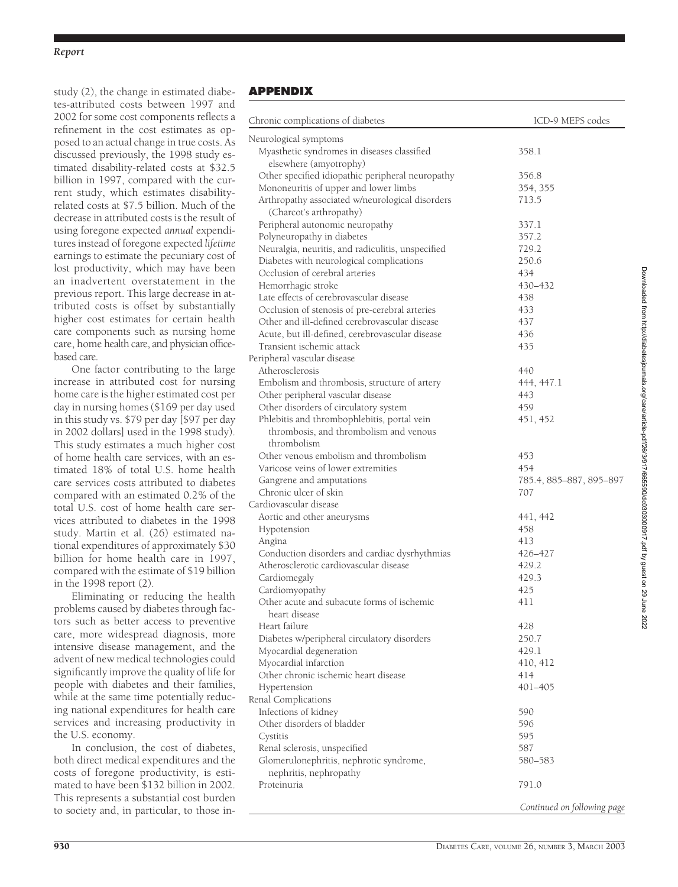study (2), the change in estimated diabetes-attributed costs between 1997 and 2002 for some cost components reflects a refinement in the cost estimates as opposed to an actual change in true costs. As discussed previously, the 1998 study estimated disability-related costs at $32.5 billion in 1997, compared with the current study, which estimates disability-related costs at $7.5 billion. Much of the decrease in attributed costs is the result of using foregone expected *annual* expenditures instead of foregone expected *lifetime* earnings to estimate the pecuniary cost of lost productivity, which may have been an inadvertent overstatement in the previous report. This large decrease in attributed costs is offset by substantially higher cost estimates for certain health care components such as nursing home care, home health care, and physician office-based care.

One factor contributing to the large increase in attributed cost for nursing home care is the higher estimated cost per day in nursing homes ($169 per day used in this study vs. $79 per day [$97 per day in 2002 dollars] used in the 1998 study). This study estimates a much higher cost of home health care services, with an estimated 18% of total U.S. home health care services costs attributed to diabetes compared with an estimated 0.2% of the total U.S. cost of home health care services attributed to diabetes in the 1998 study. Martin et al. (26) estimated national expenditures of approximately $30 billion for home health care in 1997, compared with the estimate of $19 billion in the 1998 report (2).

Eliminating or reducing the health problems caused by diabetes through factors such as better access to preventive care, more widespread diagnosis, more intensive disease management, and the advent of new medical technologies could significantly improve the quality of life for people with diabetes and their families, while at the same time potentially reducing national expenditures for health care services and increasing productivity in the U.S. economy.

In conclusion, the cost of diabetes, both direct medical expenditures and the costs of foregone productivity, is estimated to have been $132 billion in 2002. This represents a substantial cost burden to society and, in particular, to those in-

## APPENDIX

| Chronic complications of diabetes | ICD-9 MEPS codes |
|---|---|
| Neurological symptoms | |
| Myasthetic syndromes in diseases classified elsewhere (amyotrophy) | 358.1 |
| Other specified idiopathic peripheral neuropathy | 356.8 |
| Mononeuritis of upper and lower limbs | 354, 355 |
| Arthropathy associated w/neurological disorders (Charcot's arthropathy) | 713.5 |
| Peripheral autonomic neuropathy | 337.1 |
| Polyneuropathy in diabetes | 357.2 |
| Neuralgia, neuritis, and radiculitis, unspecified | 729.2 |
| Diabetes with neurological complications | 250.6 |
| Occlusion of cerebral arteries | 434 |
| Hemorrhagic stroke | 430–432 |
| Late effects of cerebrovascular disease | 438 |
| Occlusion of stenosis of pre-cerebral arteries | 433 |
| Other and ill-defined cerebrovascular disease | 437 |
| Acute, but ill-defined, cerebrovascular disease | 436 |
| Transient ischemic attack | 435 |
| Peripheral vascular disease | |
| Atherosclerosis | 440 |
| Embolism and thrombosis, structure of artery | 444, 447.1 |
| Other peripheral vascular disease | 443 |
| Other disorders of circulatory system | 459 |
| Phlebitis and thrombophlebitis, portal vein thrombosis, and thrombolism and venous thrombolism | 451, 452 |
| Other venous embolism and thrombolism | 453 |
| Varicose veins of lower extremities | 454 |
| Gangrene and amputations | 785.4, 885–887, 895–897 |
| Chronic ulcer of skin | 707 |
| Cardiovascular disease | |
| Aortic and other aneurysms | 441, 442 |
| Hypotension | 458 |
| Angina | 413 |
| Conduction disorders and cardiac dysrhythmias | 426–427 |
| Atherosclerotic cardiovascular disease | 429.2 |
| Cardiomegaly | 429.3 |
| Cardiomyopathy | 425 |
| Other acute and subacute forms of ischemic heart disease | 411 |
| Heart failure | 428 |
| Diabetes w/peripheral circulatory disorders | 250.7 |
| Myocardial degeneration | 429.1 |
| Myocardial infarction | 410, 412 |
| Other chronic ischemic heart disease | 414 |
| Hypertension | 401–405 |
| Renal Complications | |
| Infections of kidney | 590 |
| Other disorders of bladder | 596 |
| Cystitis | 595 |
| Renal sclerosis, unspecified | 587 |
| Glomerulonephritis, nephrotic syndrome, nephritis, nephropathy | 580–583 |
| Proteinuria | 791.0 |

*Continued on following page*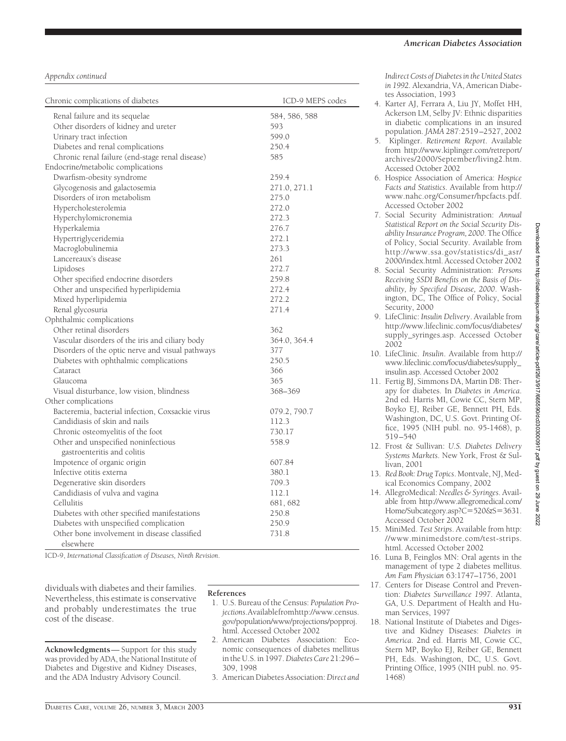*Appendix continued*

| Chronic complications of diabetes | ICD-9 MEPS codes |
|---|---|
| Renal failure and its sequelae | 584, 586, 588 |
| Other disorders of kidney and ureter | 593 |
| Urinary tract infection | 599.0 |
| Diabetes and renal complications | 250.4 |
| Chronic renal failure (end-stage renal disease) | 585 |
| Endocrine/metabolic complications | |
| Dwarfism-obesity syndrome | 259.4 |
| Glycogenosis and galactosemia | 271.0, 271.1 |
| Disorders of iron metabolism | 275.0 |
| Hypercholesterolemia | 272.0 |
| Hyperchylomicronemia | 272.3 |
| Hyperkalemia | 276.7 |
| Hypertriglyceridemia | 272.1 |
| Macroglobulinemia | 273.3 |
| Lancereaux's disease | 261 |
| Lipidoses | 272.7 |
| Other specified endocrine disorders | 259.8 |
| Other and unspecified hyperlipidemia | 272.4 |
| Mixed hyperlipidemia | 272.2 |
| Renal glycosuria | 271.4 |
| Ophthalmic complications | |
| Other retinal disorders | 362 |
| Vascular disorders of the iris and ciliary body | 364.0, 364.4 |
| Disorders of the optic nerve and visual pathways | 377 |
| Diabetes with ophthalmic complications | 250.5 |
| Cataract | 366 |
| Glaucoma | 365 |
| Visual disturbance, low vision, blindness | 368–369 |
| Other complications | |
| Bacteremia, bacterial infection, Coxsackie virus | 079.2, 790.7 |
| Candidiasis of skin and nails | 112.3 |
| Chronic osteomyelitis of the foot | 730.17 |
| Other and unspecified noninfectious gastroenteritis and colitis | 558.9 |
| Impotence of organic origin | 607.84 |
| Infective otitis externa | 380.1 |
| Degenerative skin disorders | 709.3 |
| Candidiasis of vulva and vagina | 112.1 |
| Cellulitis | 681, 682 |
| Diabetes with other specified manifestations | 250.8 |
| Diabetes with unspecified complication | 250.9 |
| Other bone involvement in disease classified elsewhere | 731.8 |

ICD-9, *International Classification of Diseases, Ninth Revision*.

dividuals with diabetes and their families. Nevertheless, this estimate is conservative and probably underestimates the true cost of the disease.

**Acknowledgments**— Support for this study was provided by ADA, the National Institute of Diabetes and Digestive and Kidney Diseases, and the ADA Industry Advisory Council.

## References

1. U.S. Bureau of the Census: *Population Projections*. Available from http://www.census.gov/population/www/projections/popproj.html. Accessed October 2002
2. American Diabetes Association: Economic consequences of diabetes mellitus in the U.S. in 1997. *Diabetes Care* 21:296–309, 1998
3. American Diabetes Association: *Direct and Indirect Costs of Diabetes in the United States in 1992*. Alexandria, VA, American Diabetes Association, 1993
4. Karter AJ, Ferrara A, Liu JY, Moffet HH, Ackerson LM, Selby JV: Ethnic disparities in diabetic complications in an insured population. *JAMA* 287:2519–2527, 2002
5. Kiplinger. *Retirement Report*. Available from http://www.kiplinger.com/retreport/archives/2000/September/living2.htm. Accessed October 2002
6. Hospice Association of America: *Hospice Facts and Statistics*. Available from http://www.nahc.org/Consumer/hpcfacts.pdf. Accessed October 2002
7. Social Security Administration: *Annual Statistical Report on the Social Security Disability Insurance Program, 2000*. The Office of Policy, Social Security. Available from http://www.ssa.gov/statistics/di_asr/2000/index.html. Accessed October 2002
8. Social Security Administration: *Persons Receiving SSDI Benefits on the Basis of Disability, by Specified Disease, 2000*. Washington, DC, The Office of Policy, Social Security, 2000
9. LifeClinic: *Insulin Delivery*. Available from http://www.lifeclinic.com/focus/diabetes/supply_syringes.asp. Accessed October 2002
10. LifeClinic. *Insulin*. Available from http://www.lifeclinic.com/focus/diabetes/supply_insulin.asp. Accessed October 2002
11. Fertig BJ, Simmons DA, Martin DB: Therapy for diabetes. In *Diabetes in America*. 2nd ed. Harris MI, Cowie CC, Stern MP, Boyko EJ, Reiber GE, Bennett PH, Eds. Washington, DC, U.S. Govt. Printing Office, 1995 (NIH publ. no. 95-1468), p. 519–540
12. Frost & Sullivan: *U.S. Diabetes Delivery Systems Markets*. New York, Frost & Sullivan, 2001
13. *Red Book: Drug Topics*. Montvale, NJ, Medical Economics Company, 2002
14. AllegroMedical: *Needles & Syringes*. Available from http://www.allegromedical.com/Home/Subcategory.asp?C=520&S=3631. Accessed October 2002
15. MiniMed. *Test Strips*. Available from http://www.minimedstore.com/test-strips.html. Accessed October 2002
16. Luna B, Feinglos MN: Oral agents in the management of type 2 diabetes mellitus. *Am Fam Physician* 63:1747–1756, 2001
17. Centers for Disease Control and Prevention: *Diabetes Surveillance 1997*. Atlanta, GA, U.S. Department of Health and Human Services, 1997
18. National Institute of Diabetes and Digestive and Kidney Diseases: *Diabetes in America*. 2nd ed. Harris MI, Cowie CC, Stern MP, Boyko EJ, Reiber GE, Bennett PH, Eds. Washington, DC, U.S. Govt. Printing Office, 1995 (NIH publ. no. 95-1468)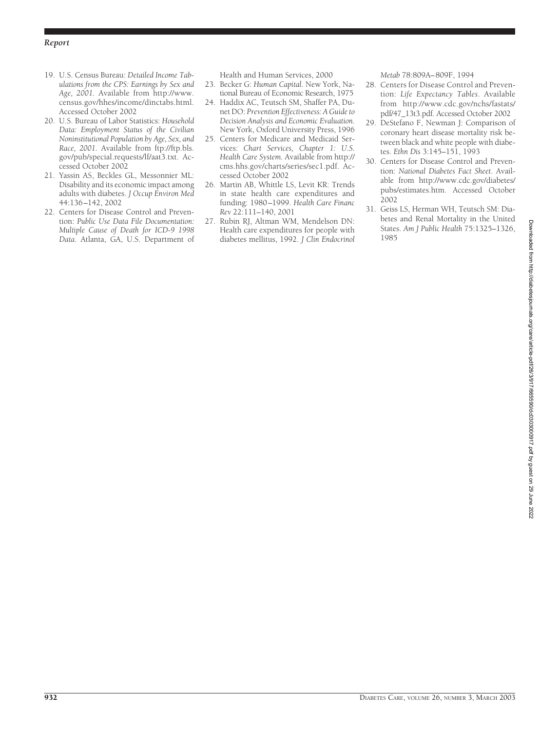19. U.S. Census Bureau: *Detailed Income Tabulations from the CPS: Earnings by Sex and Age, 2001.* Available from http://www.census.gov/hhes/income/dinctabs.html. Accessed October 2002
20. U.S. Bureau of Labor Statistics: *Household Data: Employment Status of the Civilian Noninstitutional Population by Age, Sex, and Race, 2001.* Available from ftp://ftp.bls.gov/pub/special.requests/lf/aat3.txt. Accessed October 2002
21. Yassin AS, Beckles GL, Messonnier ML: Disability and its economic impact among adults with diabetes. *J Occup Environ Med* 44:136–142, 2002
22. Centers for Disease Control and Prevention: *Public Use Data File Documentation: Multiple Cause of Death for ICD-9 1998 Data.* Atlanta, GA, U.S. Department of Health and Human Services, 2000
23. Becker G: *Human Capital.* New York, National Bureau of Economic Research, 1975
24. Haddix AC, Teutsch SM, Shaffer PA, Dunet DO: *Prevention Effectiveness: A Guide to Decision Analysis and Economic Evaluation.* New York, Oxford University Press, 1996
25. Centers for Medicare and Medicaid Services: *Chart Services, Chapter 1: U.S. Health Care System.* Available from http://cms.hhs.gov/charts/series/sec1.pdf. Accessed October 2002
26. Martin AB, Whittle LS, Levit KR: Trends in state health care expenditures and funding: 1980–1999. *Health Care Financ Rev* 22:111–140, 2001
27. Rubin RJ, Altman WM, Mendelson DN: Health care expenditures for people with diabetes mellitus, 1992. *J Clin Endocrinol Metab* 78:809A–809F, 1994
28. Centers for Disease Control and Prevention: *Life Expectancy Tables.* Available from http://www.cdc.gov/nchs/fastats/pdf/47_13t3.pdf. Accessed October 2002
29. DeStefano F, Newman J: Comparison of coronary heart disease mortality risk between black and white people with diabetes. *Ethn Dis* 3:145–151, 1993
30. Centers for Disease Control and Prevention: *National Diabetes Fact Sheet.* Available from http://www.cdc.gov/diabetes/pubs/estimates.htm. Accessed October 2002
31. Geiss LS, Herman WH, Teutsch SM: Diabetes and Renal Mortality in the United States. *Am J Public Health* 75:1325–1326, 1985